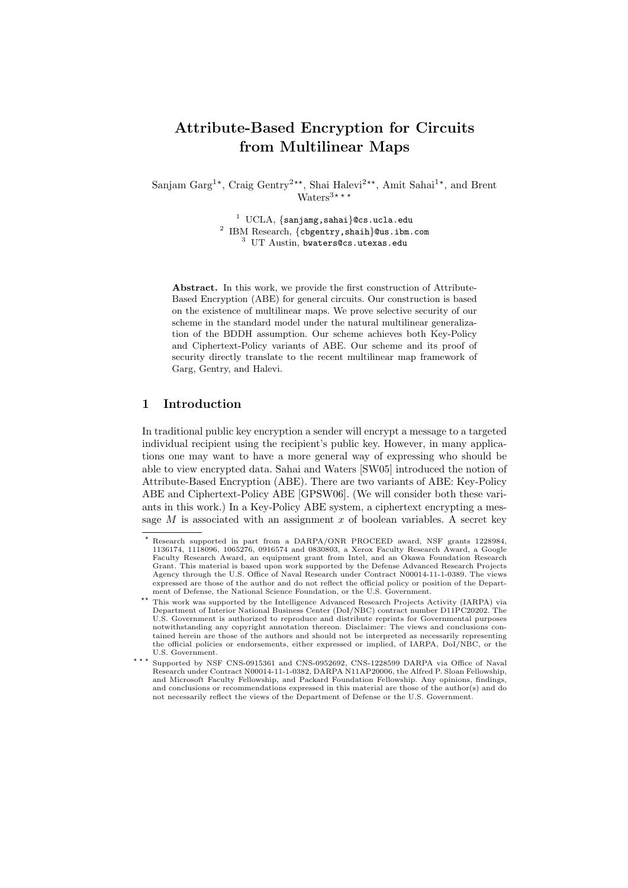# Attribute-Based Encryption for Circuits from Multilinear Maps

Sanjam Garg[1⋆], Craig Gentry[2⋆⋆], Shai Halevi[2⋆⋆], Amit Sahai[1⋆], and Brent Waters[3⋆⋆⋆]

[1] UCLA, {sanjamg,sahai}@cs.ucla.edu
[2] IBM Research, {cbgentry,shaih}@us.ibm.com
[3] UT Austin, bwaters@cs.utexas.edu

**Abstract.** In this work, we provide the first construction of Attribute-Based Encryption (ABE) for general circuits. Our construction is based on the existence of multilinear maps. We prove selective security of our scheme in the standard model under the natural multilinear generalization of the BDDH assumption. Our scheme achieves both Key-Policy and Ciphertext-Policy variants of ABE. Our scheme and its proof of security directly translate to the recent multilinear map framework of Garg, Gentry, and Halevi.

## 1 Introduction

In traditional public key encryption a sender will encrypt a message to a targeted individual recipient using the recipient's public key. However, in many applications one may want to have a more general way of expressing who should be able to view encrypted data. Sahai and Waters [SW05] introduced the notion of Attribute-Based Encryption (ABE). There are two variants of ABE: Key-Policy ABE and Ciphertext-Policy ABE [GPSW06]. (We will consider both these variants in this work.) In a Key-Policy ABE system, a ciphertext encrypting a message $M$ is associated with an assignment $x$ of boolean variables. A secret key

---

⋆ Research supported in part from a DARPA/ONR PROCEED award, NSF grants 1228984, 1136174, 1118096, 1065276, 0916574 and 0830803, a Xerox Faculty Research Award, a Google Faculty Research Award, an equipment grant from Intel, and an Okawa Foundation Research Grant. This material is based upon work supported by the Defense Advanced Research Projects Agency through the U.S. Office of Naval Research under Contract N00014-11-1-0389. The views expressed are those of the author and do not reflect the official policy or position of the Department of Defense, the National Science Foundation, or the U.S. Government.

⋆⋆ This work was supported by the Intelligence Advanced Research Projects Activity (IARPA) via Department of Interior National Business Center (DoI/NBC) contract number D11PC20202. The U.S. Government is authorized to reproduce and distribute reprints for Governmental purposes notwithstanding any copyright annotation thereon. Disclaimer: The views and conclusions contained herein are those of the authors and should not be interpreted as necessarily representing the official policies or endorsements, either expressed or implied, of IARPA, DoI/NBC, or the U.S. Government.

⋆⋆⋆ Supported by NSF CNS-0915361 and CNS-0952692, CNS-1228599 DARPA via Office of Naval Research under Contract N00014-11-1-0382, DARPA N11AP20006, the Alfred P. Sloan Fellowship, and Microsoft Faculty Fellowship, and Packard Foundation Fellowship. Any opinions, findings, and conclusions or recommendations expressed in this material are those of the author(s) and do not necessarily reflect the views of the Department of Defense or the U.S. Government.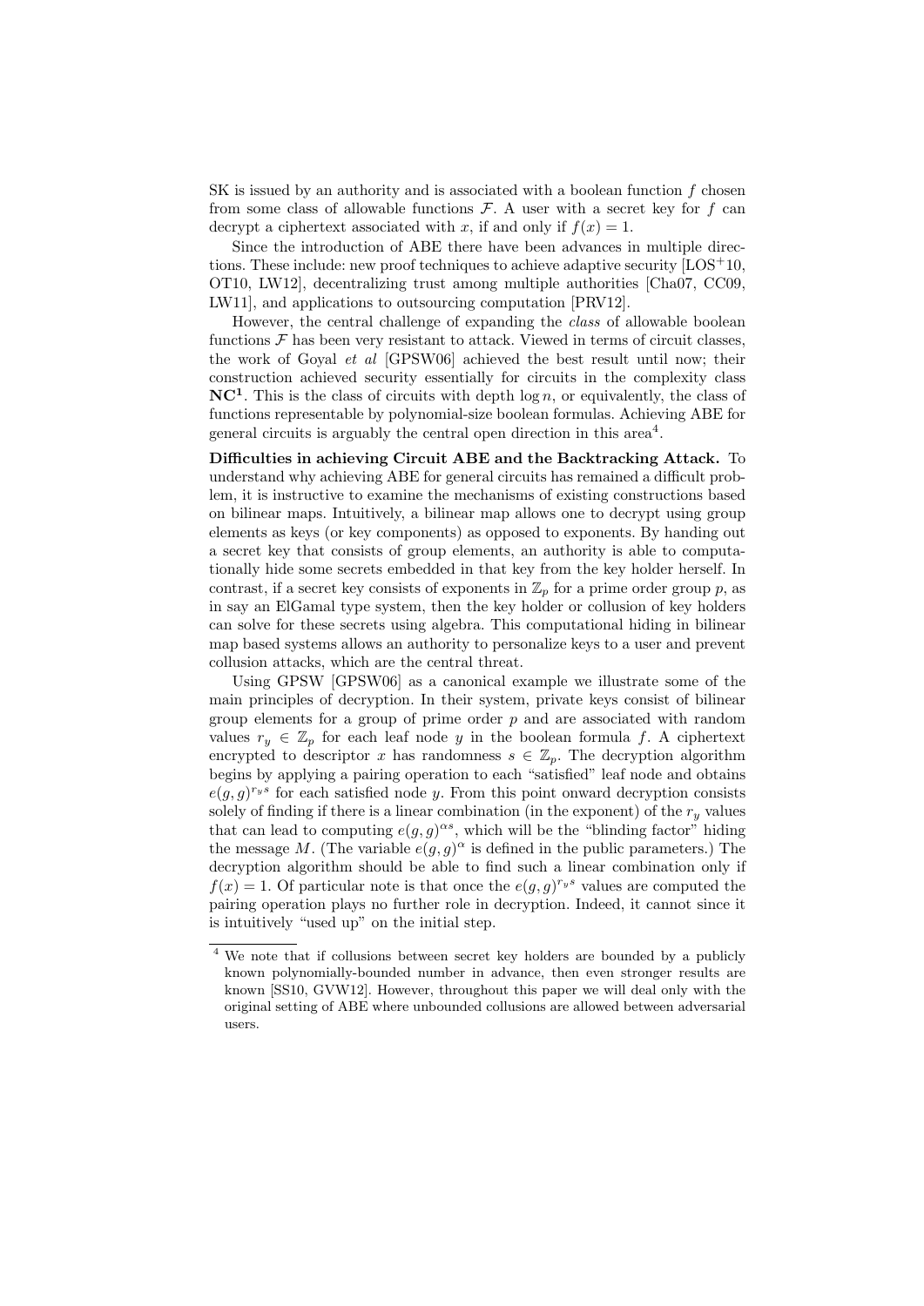SK is issued by an authority and is associated with a boolean function $f$ chosen from some class of allowable functions $\mathcal{F}$. A user with a secret key for $f$ can decrypt a ciphertext associated with $x$, if and only if $f(x) = 1$.

Since the introduction of ABE there have been advances in multiple directions. These include: new proof techniques to achieve adaptive security [LOS+10, OT10, LW12], decentralizing trust among multiple authorities [Cha07, CC09, LW11], and applications to outsourcing computation [PRV12].

However, the central challenge of expanding the *class* of allowable boolean functions $\mathcal{F}$ has been very resistant to attack. Viewed in terms of circuit classes, the work of Goyal *et al* [GPSW06] achieved the best result until now; their construction achieved security essentially for circuits in the complexity class $\mathbf{NC^1}$. This is the class of circuits with depth $\log n$, or equivalently, the class of functions representable by polynomial-size boolean formulas. Achieving ABE for general circuits is arguably the central open direction in this area[4].

**Difficulties in achieving Circuit ABE and the Backtracking Attack.** To understand why achieving ABE for general circuits has remained a difficult problem, it is instructive to examine the mechanisms of existing constructions based on bilinear maps. Intuitively, a bilinear map allows one to decrypt using group elements as keys (or key components) as opposed to exponents. By handing out a secret key that consists of group elements, an authority is able to computationally hide some secrets embedded in that key from the key holder herself. In contrast, if a secret key consists of exponents in $\mathbb{Z}_p$ for a prime order group $p$, as in say an ElGamal type system, then the key holder or collusion of key holders can solve for these secrets using algebra. This computational hiding in bilinear map based systems allows an authority to personalize keys to a user and prevent collusion attacks, which are the central threat.

Using GPSW [GPSW06] as a canonical example we illustrate some of the main principles of decryption. In their system, private keys consist of bilinear group elements for a group of prime order $p$ and are associated with random values $r_y \in \mathbb{Z}_p$ for each leaf node $y$ in the boolean formula $f$. A ciphertext encrypted to descriptor $x$ has randomness $s \in \mathbb{Z}_p$. The decryption algorithm begins by applying a pairing operation to each "satisfied" leaf node and obtains $e(g,g)^{r_y s}$ for each satisfied node $y$. From this point onward decryption consists solely of finding if there is a linear combination (in the exponent) of the $r_y$ values that can lead to computing $e(g,g)^{\alpha s}$, which will be the "blinding factor" hiding the message $M$. (The variable $e(g,g)^{\alpha}$ is defined in the public parameters.) The decryption algorithm should be able to find such a linear combination only if $f(x) = 1$. Of particular note is that once the $e(g,g)^{r_y s}$ values are computed the pairing operation plays no further role in decryption. Indeed, it cannot since it is intuitively "used up" on the initial step.

---

[4] We note that if collusions between secret key holders are bounded by a publicly known polynomially-bounded number in advance, then even stronger results are known [SS10, GVW12]. However, throughout this paper we will deal only with the original setting of ABE where unbounded collusions are allowed between adversarial users.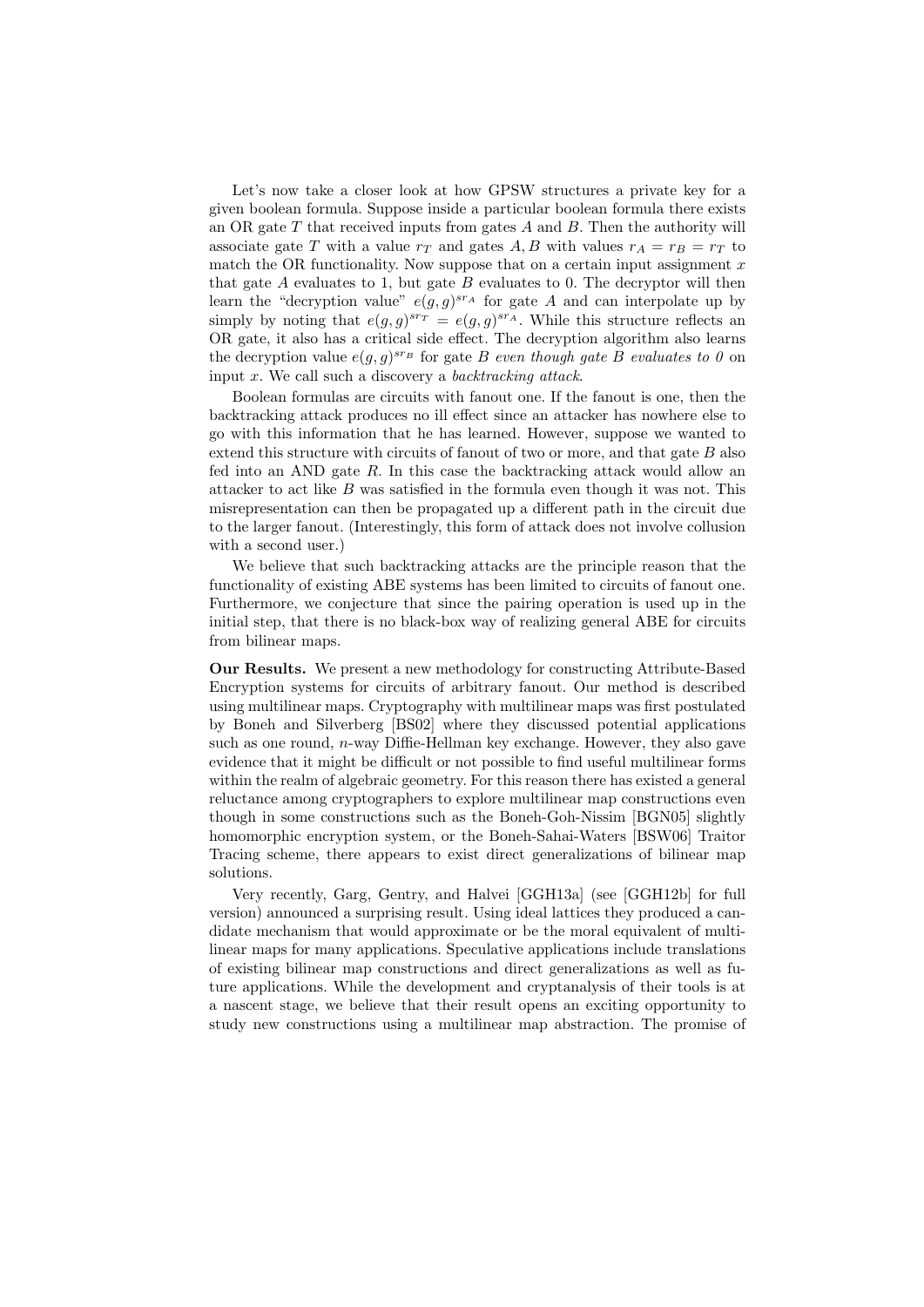Let's now take a closer look at how GPSW structures a private key for a given boolean formula. Suppose inside a particular boolean formula there exists an OR gate $T$ that received inputs from gates $A$ and $B$. Then the authority will associate gate $T$ with a value $r_T$ and gates $A, B$ with values $r_A = r_B = r_T$ to match the OR functionality. Now suppose that on a certain input assignment $x$ that gate $A$ evaluates to 1, but gate $B$ evaluates to 0. The decryptor will then learn the "decryption value" $e(g,g)^{sr_A}$ for gate $A$ and can interpolate up by simply by noting that $e(g,g)^{sr_T} = e(g,g)^{sr_A}$. While this structure reflects an OR gate, it also has a critical side effect. The decryption algorithm also learns the decryption value $e(g,g)^{sr_B}$ for gate $B$ *even though gate $B$ evaluates to 0* on input $x$. We call such a discovery a *backtracking attack*.

Boolean formulas are circuits with fanout one. If the fanout is one, then the backtracking attack produces no ill effect since an attacker has nowhere else to go with this information that he has learned. However, suppose we wanted to extend this structure with circuits of fanout of two or more, and that gate $B$ also fed into an AND gate $R$. In this case the backtracking attack would allow an attacker to act like $B$ was satisfied in the formula even though it was not. This misrepresentation can then be propagated up a different path in the circuit due to the larger fanout. (Interestingly, this form of attack does not involve collusion with a second user.)

We believe that such backtracking attacks are the principle reason that the functionality of existing ABE systems has been limited to circuits of fanout one. Furthermore, we conjecture that since the pairing operation is used up in the initial step, that there is no black-box way of realizing general ABE for circuits from bilinear maps.

**Our Results.** We present a new methodology for constructing Attribute-Based Encryption systems for circuits of arbitrary fanout. Our method is described using multilinear maps. Cryptography with multilinear maps was first postulated by Boneh and Silverberg [BS02] where they discussed potential applications such as one round, $n$-way Diffie-Hellman key exchange. However, they also gave evidence that it might be difficult or not possible to find useful multilinear forms within the realm of algebraic geometry. For this reason there has existed a general reluctance among cryptographers to explore multilinear map constructions even though in some constructions such as the Boneh-Goh-Nissim [BGN05] slightly homomorphic encryption system, or the Boneh-Sahai-Waters [BSW06] Traitor Tracing scheme, there appears to exist direct generalizations of bilinear map solutions.

Very recently, Garg, Gentry, and Halvei [GGH13a] (see [GGH12b] for full version) announced a surprising result. Using ideal lattices they produced a candidate mechanism that would approximate or be the moral equivalent of multilinear maps for many applications. Speculative applications include translations of existing bilinear map constructions and direct generalizations as well as future applications. While the development and cryptanalysis of their tools is at a nascent stage, we believe that their result opens an exciting opportunity to study new constructions using a multilinear map abstraction. The promise of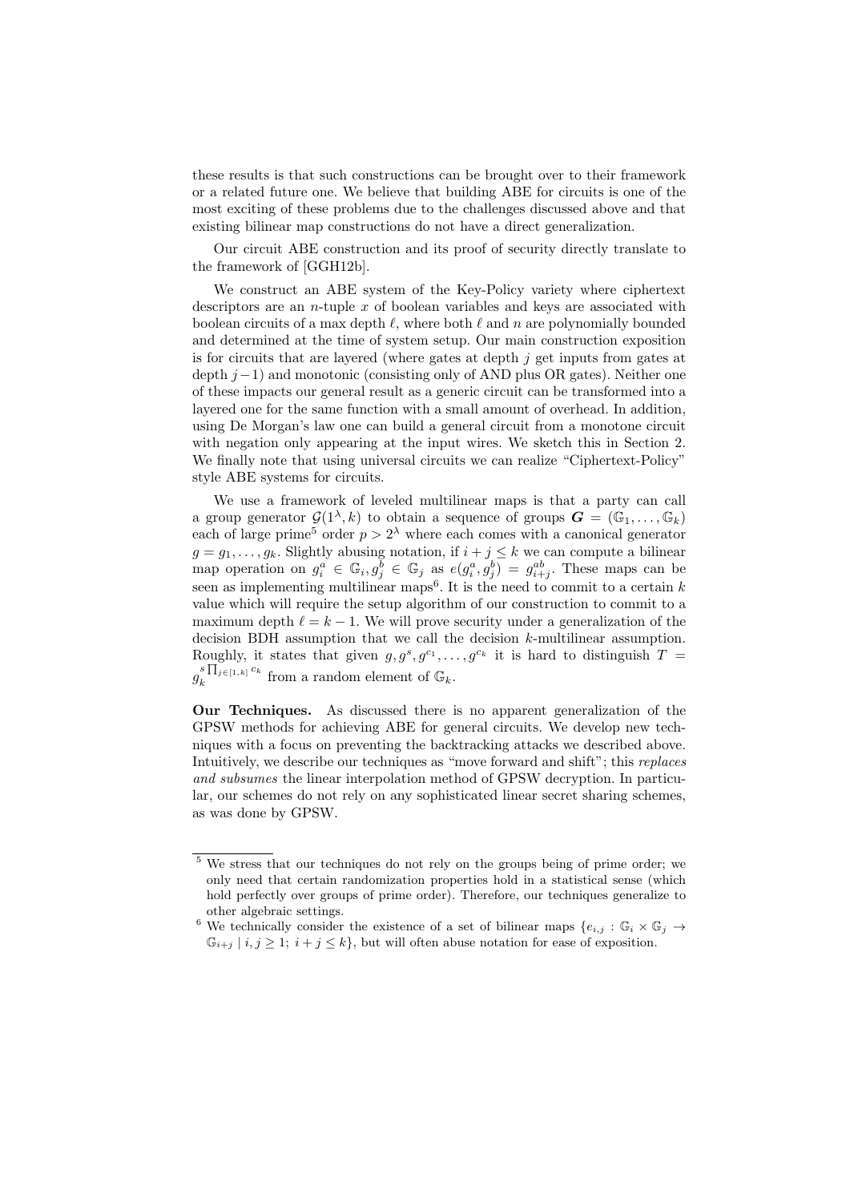these results is that such constructions can be brought over to their framework or a related future one. We believe that building ABE for circuits is one of the most exciting of these problems due to the challenges discussed above and that existing bilinear map constructions do not have a direct generalization.

Our circuit ABE construction and its proof of security directly translate to the framework of [GGH12b].

We construct an ABE system of the Key-Policy variety where ciphertext descriptors are an $n$-tuple $x$ of boolean variables and keys are associated with boolean circuits of a max depth $\ell$, where both $\ell$ and $n$ are polynomially bounded and determined at the time of system setup. Our main construction exposition is for circuits that are layered (where gates at depth $j$ get inputs from gates at depth $j-1$) and monotonic (consisting only of AND plus OR gates). Neither one of these impacts our general result as a generic circuit can be transformed into a layered one for the same function with a small amount of overhead. In addition, using De Morgan's law one can build a general circuit from a monotone circuit with negation only appearing at the input wires. We sketch this in Section 2. We finally note that using universal circuits we can realize "Ciphertext-Policy" style ABE systems for circuits.

We use a framework of leveled multilinear maps is that a party can call a group generator $\mathcal{G}(1^\lambda, k)$ to obtain a sequence of groups $\boldsymbol{G} = (\mathbb{G}_1, \ldots, \mathbb{G}_k)$ each of large prime[5] order $p > 2^\lambda$ where each comes with a canonical generator $g = g_1, \ldots, g_k$. Slightly abusing notation, if $i + j \leq k$ we can compute a bilinear map operation on $g_i^a \in \mathbb{G}_i, g_j^b \in \mathbb{G}_j$ as $e(g_i^a, g_j^b) = g_{i+j}^{ab}$. These maps can be seen as implementing multilinear maps[6]. It is the need to commit to a certain $k$ value which will require the setup algorithm of our construction to commit to a maximum depth $\ell = k - 1$. We will prove security under a generalization of the decision BDH assumption that we call the decision $k$-multilinear assumption. Roughly, it states that given $g, g^s, g^{c_1}, \ldots, g^{c_k}$ it is hard to distinguish $T = g_k^{s \prod_{j \in [1,k]} c_k}$ from a random element of $\mathbb{G}_k$.

**Our Techniques.** As discussed there is no apparent generalization of the GPSW methods for achieving ABE for general circuits. We develop new techniques with a focus on preventing the backtracking attacks we described above. Intuitively, we describe our techniques as "move forward and shift"; this *replaces and subsumes* the linear interpolation method of GPSW decryption. In particular, our schemes do not rely on any sophisticated linear secret sharing schemes, as was done by GPSW.

---

[5] We stress that our techniques do not rely on the groups being of prime order; we only need that certain randomization properties hold in a statistical sense (which hold perfectly over groups of prime order). Therefore, our techniques generalize to other algebraic settings.

[6] We technically consider the existence of a set of bilinear maps $\{e_{i,j} : \mathbb{G}_i \times \mathbb{G}_j \to \mathbb{G}_{i+j} \mid i, j \geq 1;\ i + j \leq k\}$, but will often abuse notation for ease of exposition.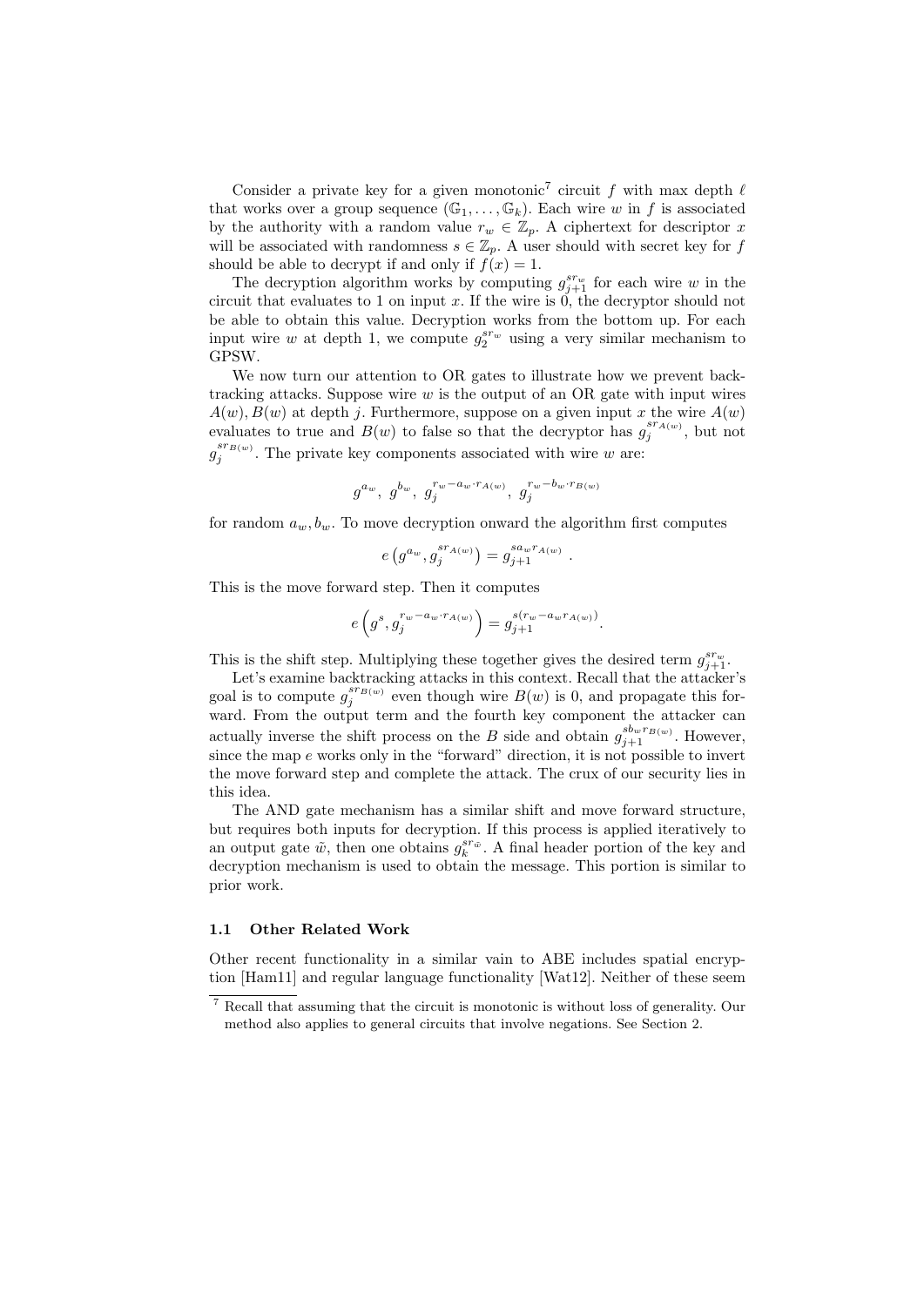Consider a private key for a given monotonic[7] circuit $f$ with max depth $\ell$ that works over a group sequence $(\mathbb{G}_1, \ldots, \mathbb{G}_k)$. Each wire $w$ in $f$ is associated by the authority with a random value $r_w \in \mathbb{Z}_p$. A ciphertext for descriptor $x$ will be associated with randomness $s \in \mathbb{Z}_p$. A user should with secret key for $f$ should be able to decrypt if and only if $f(x) = 1$.

The decryption algorithm works by computing $g_{j+1}^{sr_w}$ for each wire $w$ in the circuit that evaluates to 1 on input $x$. If the wire is 0, the decryptor should not be able to obtain this value. Decryption works from the bottom up. For each input wire $w$ at depth 1, we compute $g_2^{sr_w}$ using a very similar mechanism to GPSW.

We now turn our attention to OR gates to illustrate how we prevent backtracking attacks. Suppose wire $w$ is the output of an OR gate with input wires $A(w), B(w)$ at depth $j$. Furthermore, suppose on a given input $x$ the wire $A(w)$ evaluates to true and $B(w)$ to false so that the decryptor has $g_j^{sr_{A(w)}}$, but not $g_j^{sr_{B(w)}}$. The private key components associated with wire $w$ are:

$$g^{a_w},\ g^{b_w},\ g_j^{r_w - a_w \cdot r_{A(w)}},\ g_j^{r_w - b_w \cdot r_{B(w)}}$$

for random $a_w, b_w$. To move decryption onward the algorithm first computes

$$e\left(g^{a_w}, g_j^{sr_{A(w)}}\right) = g_{j+1}^{sa_w r_{A(w)}} \ .$$

This is the move forward step. Then it computes

$$e\left(g^s, g_j^{r_w - a_w \cdot r_{A(w)}}\right) = g_{j+1}^{s(r_w - a_w r_{A(w)})}.$$

This is the shift step. Multiplying these together gives the desired term $g_{j+1}^{sr_w}$.

Let's examine backtracking attacks in this context. Recall that the attacker's goal is to compute $g_j^{sr_{B(w)}}$ even though wire $B(w)$ is 0, and propagate this forward. From the output term and the fourth key component the attacker can actually inverse the shift process on the $B$ side and obtain $g_{j+1}^{sb_w r_{B(w)}}$. However, since the map $e$ works only in the "forward" direction, it is not possible to invert the move forward step and complete the attack. The crux of our security lies in this idea.

The AND gate mechanism has a similar shift and move forward structure, but requires both inputs for decryption. If this process is applied iteratively to an output gate $\tilde{w}$, then one obtains $g_k^{sr_{\tilde{w}}}$. A final header portion of the key and decryption mechanism is used to obtain the message. This portion is similar to prior work.

### 1.1 Other Related Work

Other recent functionality in a similar vain to ABE includes spatial encryption [Ham11] and regular language functionality [Wat12]. Neither of these seem

[7] Recall that assuming that the circuit is monotonic is without loss of generality. Our method also applies to general circuits that involve negations. See Section 2.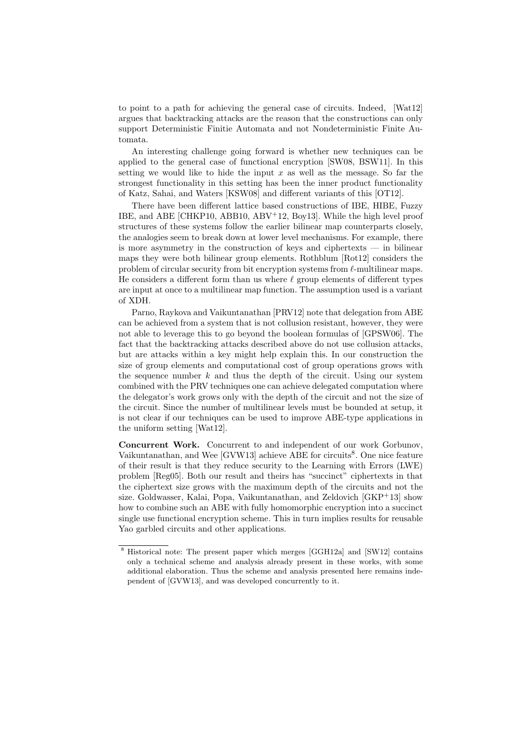to point to a path for achieving the general case of circuits. Indeed, [Wat12] argues that backtracking attacks are the reason that the constructions can only support Deterministic Finitie Automata and not Nondeterministic Finite Automata.

An interesting challenge going forward is whether new techniques can be applied to the general case of functional encryption [SW08, BSW11]. In this setting we would like to hide the input $x$ as well as the message. So far the strongest functionality in this setting has been the inner product functionality of Katz, Sahai, and Waters [KSW08] and different variants of this [OT12].

There have been different lattice based constructions of IBE, HIBE, Fuzzy IBE, and ABE [CHKP10, ABB10, ABV+12, Boy13]. While the high level proof structures of these systems follow the earlier bilinear map counterparts closely, the analogies seem to break down at lower level mechanisms. For example, there is more asymmetry in the construction of keys and ciphertexts — in bilinear maps they were both bilinear group elements. Rothblum [Rot12] considers the problem of circular security from bit encryption systems from $\ell$-multilinear maps. He considers a different form than us where $\ell$ group elements of different types are input at once to a multilinear map function. The assumption used is a variant of XDH.

Parno, Raykova and Vaikuntanathan [PRV12] note that delegation from ABE can be achieved from a system that is not collusion resistant, however, they were not able to leverage this to go beyond the boolean formulas of [GPSW06]. The fact that the backtracking attacks described above do not use collusion attacks, but are attacks within a key might help explain this. In our construction the size of group elements and computational cost of group operations grows with the sequence number $k$ and thus the depth of the circuit. Using our system combined with the PRV techniques one can achieve delegated computation where the delegator's work grows only with the depth of the circuit and not the size of the circuit. Since the number of multilinear levels must be bounded at setup, it is not clear if our techniques can be used to improve ABE-type applications in the uniform setting [Wat12].

**Concurrent Work.** Concurrent to and independent of our work Gorbunov, Vaikuntanathan, and Wee [GVW13] achieve ABE for circuits[8]. One nice feature of their result is that they reduce security to the Learning with Errors (LWE) problem [Reg05]. Both our result and theirs has "succinct" ciphertexts in that the ciphertext size grows with the maximum depth of the circuits and not the size. Goldwasser, Kalai, Popa, Vaikuntanathan, and Zeldovich [GKP+13] show how to combine such an ABE with fully homomorphic encryption into a succinct single use functional encryption scheme. This in turn implies results for reusable Yao garbled circuits and other applications.

[8] Historical note: The present paper which merges [GGH12a] and [SW12] contains only a technical scheme and analysis already present in these works, with some additional elaboration. Thus the scheme and analysis presented here remains independent of [GVW13], and was developed concurrently to it.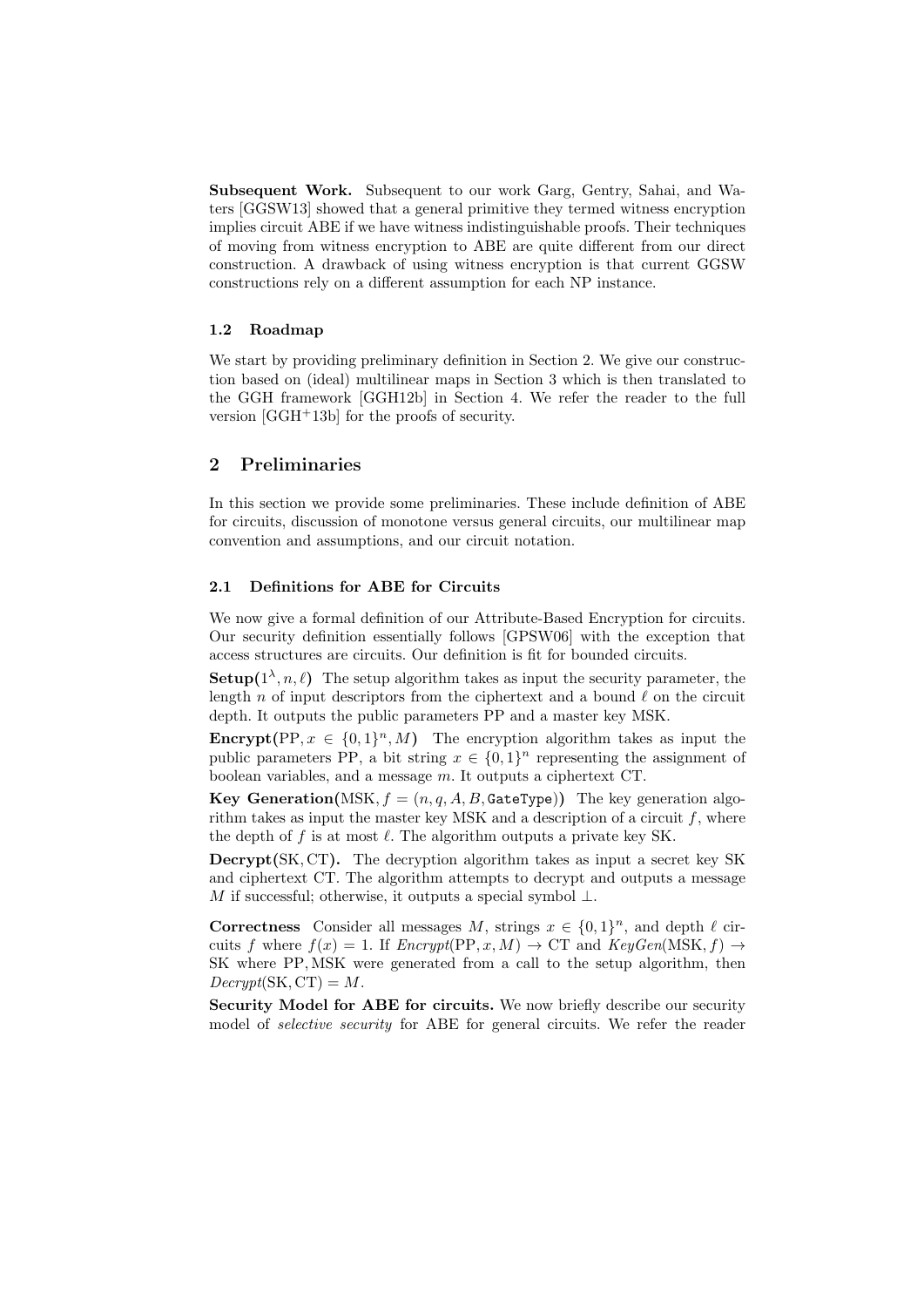**Subsequent Work.** Subsequent to our work Garg, Gentry, Sahai, and Waters [GGSW13] showed that a general primitive they termed witness encryption implies circuit ABE if we have witness indistinguishable proofs. Their techniques of moving from witness encryption to ABE are quite different from our direct construction. A drawback of using witness encryption is that current GGSW constructions rely on a different assumption for each NP instance.

### 1.2 Roadmap

We start by providing preliminary definition in Section 2. We give our construction based on (ideal) multilinear maps in Section 3 which is then translated to the GGH framework [GGH12b] in Section 4. We refer the reader to the full version [GGH$^+$13b] for the proofs of security.

## 2 Preliminaries

In this section we provide some preliminaries. These include definition of ABE for circuits, discussion of monotone versus general circuits, our multilinear map convention and assumptions, and our circuit notation.

### 2.1 Definitions for ABE for Circuits

We now give a formal definition of our Attribute-Based Encryption for circuits. Our security definition essentially follows [GPSW06] with the exception that access structures are circuits. Our definition is fit for bounded circuits.

**Setup($1^\lambda, n, \ell$)** The setup algorithm takes as input the security parameter, the length $n$ of input descriptors from the ciphertext and a bound $\ell$ on the circuit depth. It outputs the public parameters PP and a master key MSK.

**Encrypt(PP, $x \in \{0,1\}^n, M$)** The encryption algorithm takes as input the public parameters PP, a bit string $x \in \{0,1\}^n$ representing the assignment of boolean variables, and a message $m$. It outputs a ciphertext CT.

**Key Generation(MSK, $f = (n, q, A, B, \texttt{GateType})$)** The key generation algorithm takes as input the master key MSK and a description of a circuit $f$, where the depth of $f$ is at most $\ell$. The algorithm outputs a private key SK.

**Decrypt(SK, CT).** The decryption algorithm takes as input a secret key SK and ciphertext CT. The algorithm attempts to decrypt and outputs a message $M$ if successful; otherwise, it outputs a special symbol $\perp$.

**Correctness** Consider all messages $M$, strings $x \in \{0,1\}^n$, and depth $\ell$ circuits $f$ where $f(x) = 1$. If *Encrypt*(PP, $x, M$) $\to$ CT and *KeyGen*(MSK, $f$) $\to$ SK where PP, MSK were generated from a call to the setup algorithm, then *Decrypt*(SK, CT) $= M$.

**Security Model for ABE for circuits.** We now briefly describe our security model of *selective security* for ABE for general circuits. We refer the reader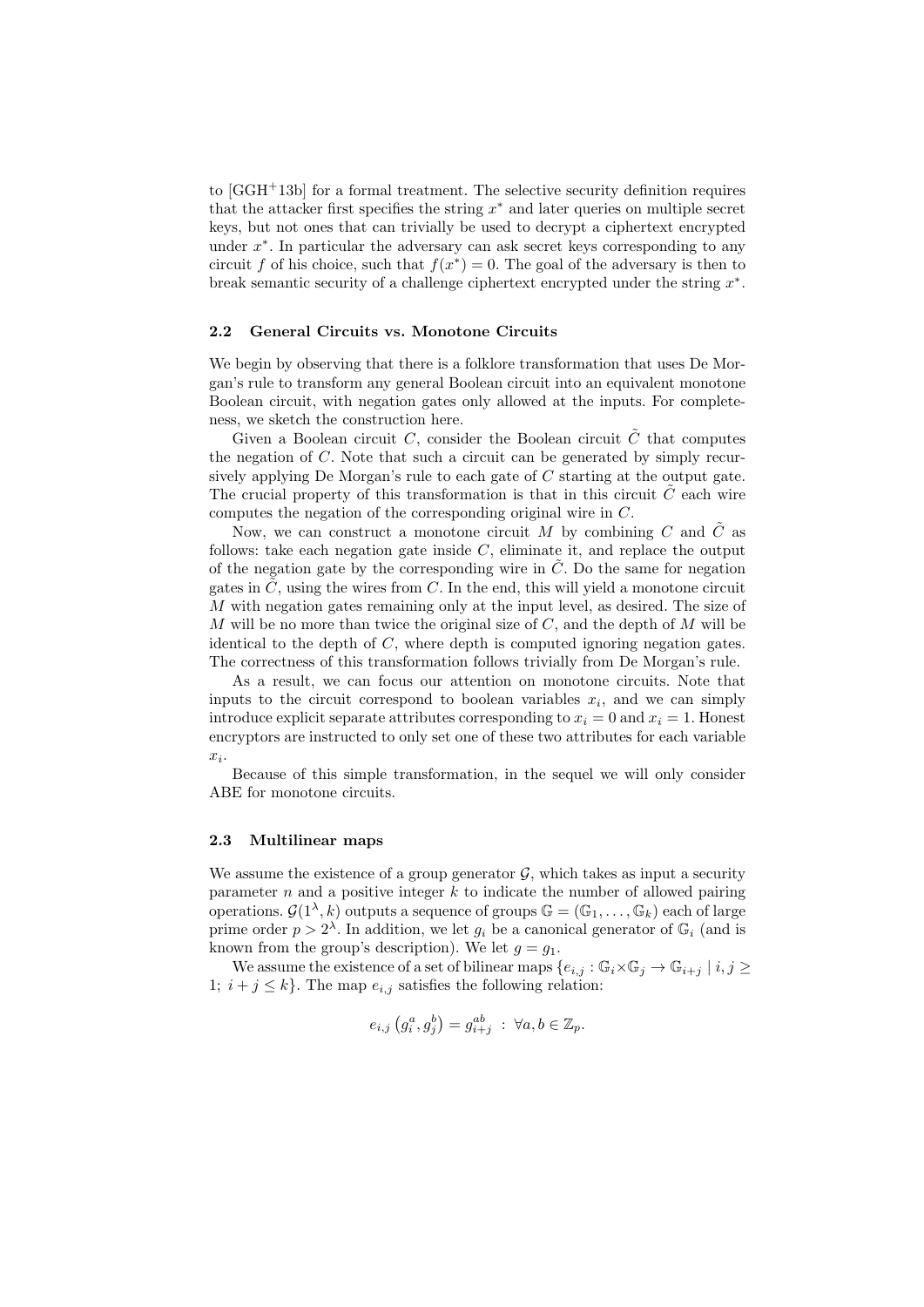to [GGH+13b] for a formal treatment. The selective security definition requires that the attacker first specifies the string $x^*$ and later queries on multiple secret keys, but not ones that can trivially be used to decrypt a ciphertext encrypted under $x^*$. In particular the adversary can ask secret keys corresponding to any circuit $f$ of his choice, such that $f(x^*) = 0$. The goal of the adversary is then to break semantic security of a challenge ciphertext encrypted under the string $x^*$.

### 2.2 General Circuits vs. Monotone Circuits

We begin by observing that there is a folklore transformation that uses De Morgan's rule to transform any general Boolean circuit into an equivalent monotone Boolean circuit, with negation gates only allowed at the inputs. For completeness, we sketch the construction here.

Given a Boolean circuit $C$, consider the Boolean circuit $\tilde{C}$ that computes the negation of $C$. Note that such a circuit can be generated by simply recursively applying De Morgan's rule to each gate of $C$ starting at the output gate. The crucial property of this transformation is that in this circuit $\tilde{C}$ each wire computes the negation of the corresponding original wire in $C$.

Now, we can construct a monotone circuit $M$ by combining $C$ and $\tilde{C}$ as follows: take each negation gate inside $C$, eliminate it, and replace the output of the negation gate by the corresponding wire in $\tilde{C}$. Do the same for negation gates in $\tilde{C}$, using the wires from $C$. In the end, this will yield a monotone circuit $M$ with negation gates remaining only at the input level, as desired. The size of $M$ will be no more than twice the original size of $C$, and the depth of $M$ will be identical to the depth of $C$, where depth is computed ignoring negation gates. The correctness of this transformation follows trivially from De Morgan's rule.

As a result, we can focus our attention on monotone circuits. Note that inputs to the circuit correspond to boolean variables $x_i$, and we can simply introduce explicit separate attributes corresponding to $x_i = 0$ and $x_i = 1$. Honest encryptors are instructed to only set one of these two attributes for each variable $x_i$.

Because of this simple transformation, in the sequel we will only consider ABE for monotone circuits.

### 2.3 Multilinear maps

We assume the existence of a group generator $\mathcal{G}$, which takes as input a security parameter $n$ and a positive integer $k$ to indicate the number of allowed pairing operations. $\mathcal{G}(1^\lambda, k)$ outputs a sequence of groups $\mathbb{G} = (\mathbb{G}_1, \ldots, \mathbb{G}_k)$ each of large prime order $p > 2^\lambda$. In addition, we let $g_i$ be a canonical generator of $\mathbb{G}_i$ (and is known from the group's description). We let $g = g_1$.

We assume the existence of a set of bilinear maps $\{e_{i,j} : \mathbb{G}_i \times \mathbb{G}_j \to \mathbb{G}_{i+j} \mid i, j \geq 1;\ i + j \leq k\}$. The map $e_{i,j}$ satisfies the following relation:

$$e_{i,j}\left(g_i^a, g_j^b\right) = g_{i+j}^{ab} \ : \ \forall a, b \in \mathbb{Z}_p.$$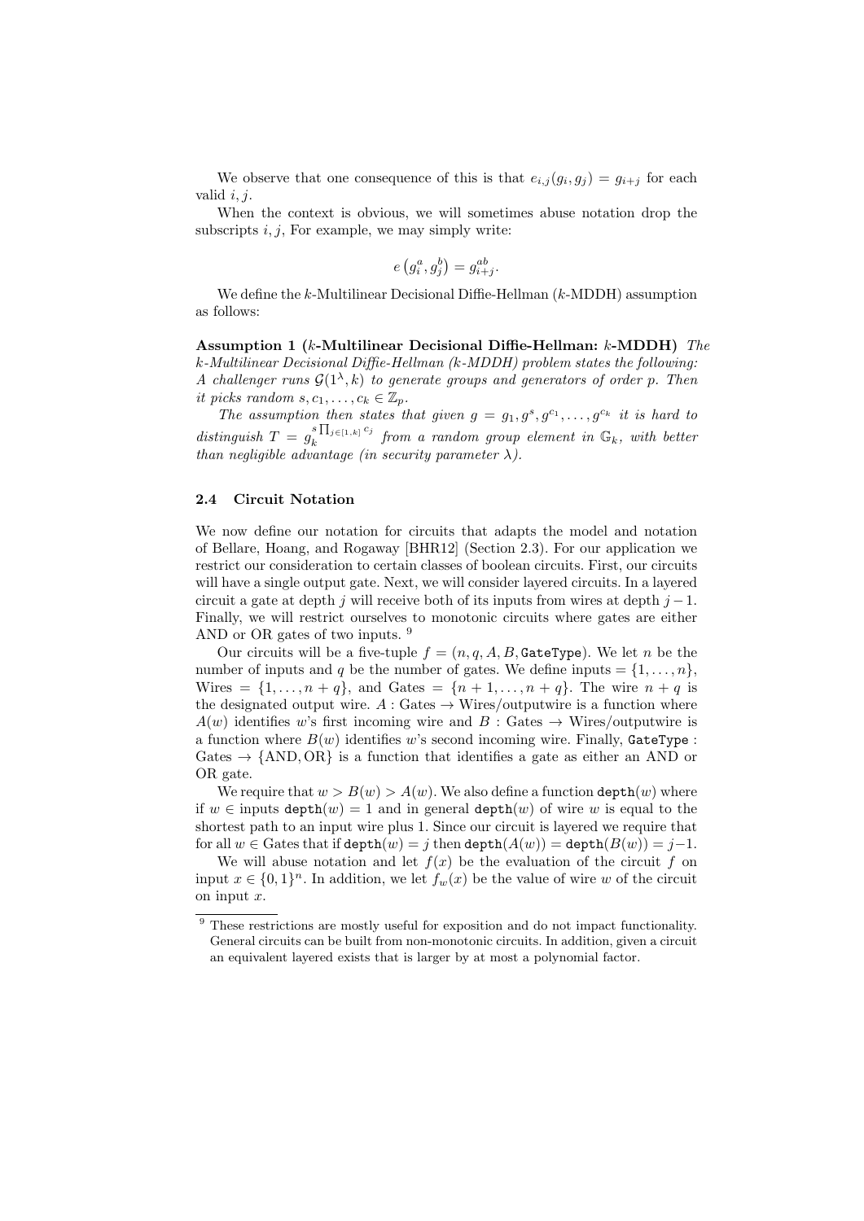We observe that one consequence of this is that $e_{i,j}(g_i, g_j) = g_{i+j}$ for each valid $i, j$.

When the context is obvious, we will sometimes abuse notation drop the subscripts $i, j$, For example, we may simply write:

$$e\left(g_i^a, g_j^b\right) = g_{i+j}^{ab}.$$

We define the $k$-Multilinear Decisional Diffie-Hellman ($k$-MDDH) assumption as follows:

**Assumption 1 ($k$-Multilinear Decisional Diffie-Hellman: $k$-MDDH)** *The $k$-Multilinear Decisional Diffie-Hellman ($k$-MDDH) problem states the following: A challenger runs $\mathcal{G}(1^\lambda, k)$ to generate groups and generators of order $p$. Then it picks random $s, c_1, \ldots, c_k \in \mathbb{Z}_p$.*

*The assumption then states that given $g = g_1, g^s, g^{c_1}, \ldots, g^{c_k}$ it is hard to distinguish $T = g_k^{s \prod_{j \in [1,k]} c_j}$ from a random group element in $\mathbb{G}_k$, with better than negligible advantage (in security parameter $\lambda$).*

### 2.4 Circuit Notation

We now define our notation for circuits that adapts the model and notation of Bellare, Hoang, and Rogaway [BHR12] (Section 2.3). For our application we restrict our consideration to certain classes of boolean circuits. First, our circuits will have a single output gate. Next, we will consider layered circuits. In a layered circuit a gate at depth $j$ will receive both of its inputs from wires at depth $j-1$. Finally, we will restrict ourselves to monotonic circuits where gates are either AND or OR gates of two inputs. [9]

Our circuits will be a five-tuple $f = (n, q, A, B, \texttt{GateType})$. We let $n$ be the number of inputs and $q$ be the number of gates. We define inputs $= \{1, \ldots, n\}$, Wires $= \{1, \ldots, n+q\}$, and Gates $= \{n+1, \ldots, n+q\}$. The wire $n+q$ is the designated output wire. $A :$ Gates $\rightarrow$ Wires/outputwire is a function where $A(w)$ identifies $w$'s first incoming wire and $B :$ Gates $\rightarrow$ Wires/outputwire is a function where $B(w)$ identifies $w$'s second incoming wire. Finally, $\texttt{GateType} :$ Gates $\rightarrow \{\text{AND}, \text{OR}\}$ is a function that identifies a gate as either an AND or OR gate.

We require that $w > B(w) > A(w)$. We also define a function $\texttt{depth}(w)$ where if $w \in$ inputs $\texttt{depth}(w) = 1$ and in general $\texttt{depth}(w)$ of wire $w$ is equal to the shortest path to an input wire plus 1. Since our circuit is layered we require that for all $w \in$ Gates that if $\texttt{depth}(w) = j$ then $\texttt{depth}(A(w)) = \texttt{depth}(B(w)) = j-1$.

We will abuse notation and let $f(x)$ be the evaluation of the circuit $f$ on input $x \in \{0,1\}^n$. In addition, we let $f_w(x)$ be the value of wire $w$ of the circuit on input $x$.

[9] These restrictions are mostly useful for exposition and do not impact functionality. General circuits can be built from non-monotonic circuits. In addition, given a circuit an equivalent layered exists that is larger by at most a polynomial factor.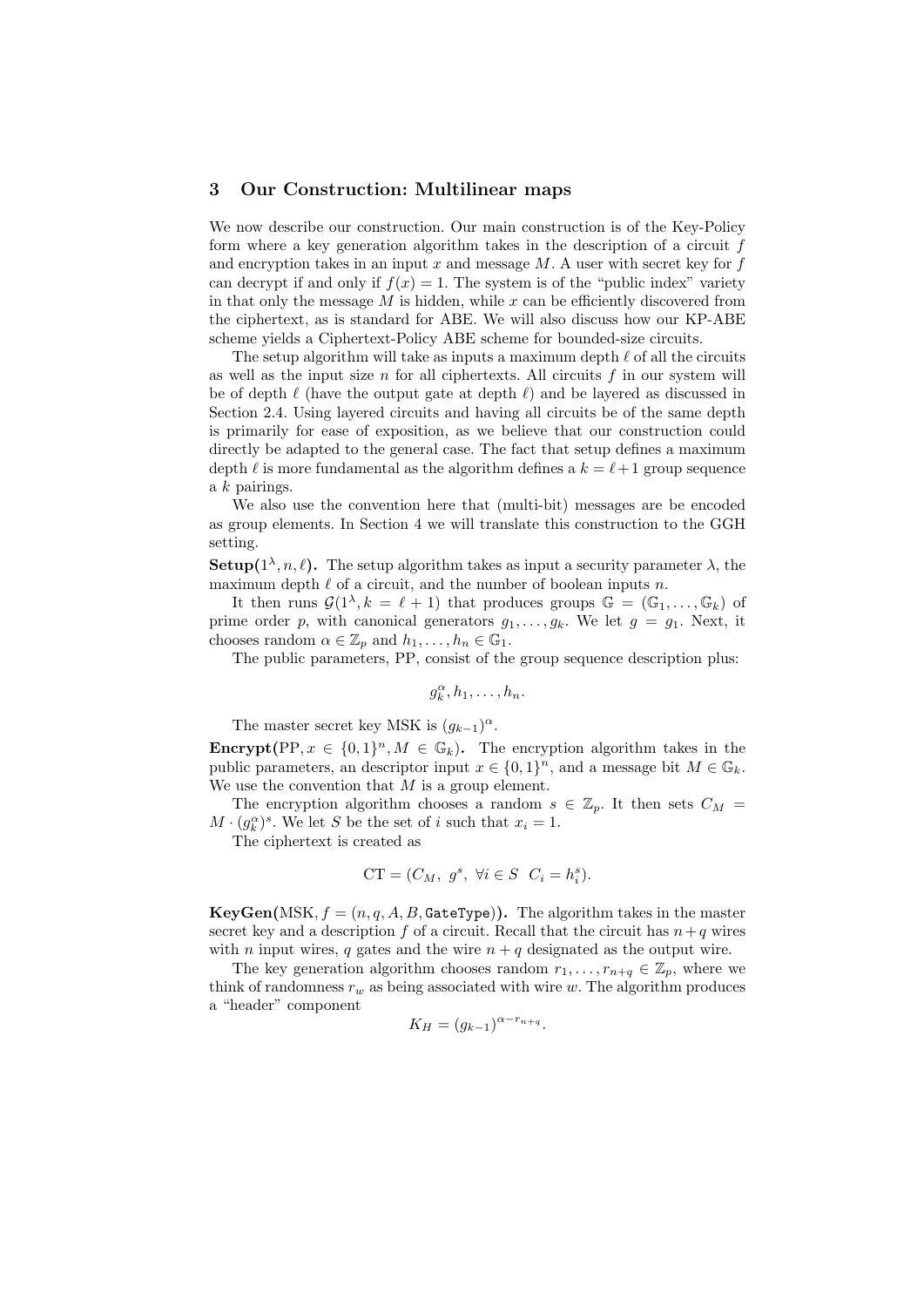## 3 Our Construction: Multilinear maps

We now describe our construction. Our main construction is of the Key-Policy form where a key generation algorithm takes in the description of a circuit $f$ and encryption takes in an input $x$ and message $M$. A user with secret key for $f$ can decrypt if and only if $f(x) = 1$. The system is of the "public index" variety in that only the message $M$ is hidden, while $x$ can be efficiently discovered from the ciphertext, as is standard for ABE. We will also discuss how our KP-ABE scheme yields a Ciphertext-Policy ABE scheme for bounded-size circuits.

The setup algorithm will take as inputs a maximum depth $\ell$ of all the circuits as well as the input size $n$ for all ciphertexts. All circuits $f$ in our system will be of depth $\ell$ (have the output gate at depth $\ell$) and be layered as discussed in Section 2.4. Using layered circuits and having all circuits be of the same depth is primarily for ease of exposition, as we believe that our construction could directly be adapted to the general case. The fact that setup defines a maximum depth $\ell$ is more fundamental as the algorithm defines a $k = \ell+1$ group sequence a $k$ pairings.

We also use the convention here that (multi-bit) messages are be encoded as group elements. In Section 4 we will translate this construction to the GGH setting.

**Setup($1^\lambda, n, \ell$).** The setup algorithm takes as input a security parameter $\lambda$, the maximum depth $\ell$ of a circuit, and the number of boolean inputs $n$.

It then runs $\mathcal{G}(1^\lambda, k = \ell + 1)$ that produces groups $\mathbb{G} = (\mathbb{G}_1, \ldots, \mathbb{G}_k)$ of prime order $p$, with canonical generators $g_1, \ldots, g_k$. We let $g = g_1$. Next, it chooses random $\alpha \in \mathbb{Z}_p$ and $h_1, \ldots, h_n \in \mathbb{G}_1$.

The public parameters, PP, consist of the group sequence description plus:

$$g_k^\alpha, h_1, \ldots, h_n.$$

The master secret key MSK is $(g_{k-1})^\alpha$.

**Encrypt(PP, $x \in \{0,1\}^n, M \in \mathbb{G}_k$).** The encryption algorithm takes in the public parameters, an descriptor input $x \in \{0,1\}^n$, and a message bit $M \in \mathbb{G}_k$. We use the convention that $M$ is a group element.

The encryption algorithm chooses a random $s \in \mathbb{Z}_p$. It then sets $C_M = M \cdot (g_k^\alpha)^s$. We let $S$ be the set of $i$ such that $x_i = 1$.

The ciphertext is created as

$$\mathrm{CT} = (C_M,\ g^s,\ \forall i \in S \ \ C_i = h_i^s).$$

**KeyGen(MSK, $f = (n, q, A, B, \texttt{GateType})$).** The algorithm takes in the master secret key and a description $f$ of a circuit. Recall that the circuit has $n+q$ wires with $n$ input wires, $q$ gates and the wire $n+q$ designated as the output wire.

The key generation algorithm chooses random $r_1, \ldots, r_{n+q} \in \mathbb{Z}_p$, where we think of randomness $r_w$ as being associated with wire $w$. The algorithm produces a "header" component

$$K_H = (g_{k-1})^{\alpha - r_{n+q}}.$$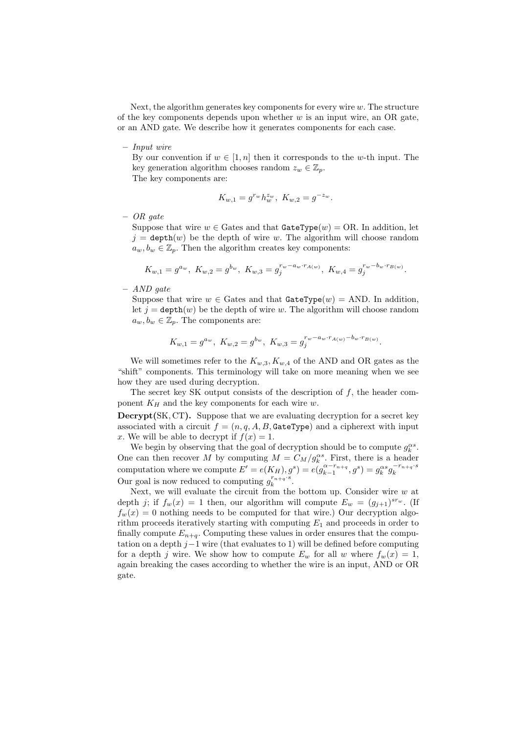Next, the algorithm generates key components for every wire $w$. The structure of the key components depends upon whether $w$ is an input wire, an OR gate, or an AND gate. We describe how it generates components for each case.

– *Input wire*
  By our convention if $w \in [1, n]$ then it corresponds to the $w$-th input. The key generation algorithm chooses random $z_w \in \mathbb{Z}_p$.
  The key components are:

$$K_{w,1} = g^{r_w} h_w^{z_w},\ K_{w,2} = g^{-z_w}.$$

– *OR gate*
  Suppose that wire $w \in$ Gates and that $\texttt{GateType}(w) = \text{OR}$. In addition, let $j = \texttt{depth}(w)$ be the depth of wire $w$. The algorithm will choose random $a_w, b_w \in \mathbb{Z}_p$. Then the algorithm creates key components:

$$K_{w,1} = g^{a_w},\ K_{w,2} = g^{b_w},\ K_{w,3} = g_j^{r_w - a_w \cdot r_{A(w)}},\ K_{w,4} = g_j^{r_w - b_w \cdot r_{B(w)}}.$$

– *AND gate*
  Suppose that wire $w \in$ Gates and that $\texttt{GateType}(w) = \text{AND}$. In addition, let $j = \texttt{depth}(w)$ be the depth of wire $w$. The algorithm will choose random $a_w, b_w \in \mathbb{Z}_p$. The components are:

$$K_{w,1} = g^{a_w},\ K_{w,2} = g^{b_w},\ K_{w,3} = g_j^{r_w - a_w \cdot r_{A(w)} - b_w \cdot r_{B(w)}}.$$

We will sometimes refer to the $K_{w,3}, K_{w,4}$ of the AND and OR gates as the "shift" components. This terminology will take on more meaning when we see how they are used during decryption.

The secret key SK output consists of the description of $f$, the header component $K_H$ and the key components for each wire $w$.

**Decrypt(SK, CT).** Suppose that we are evaluating decryption for a secret key associated with a circuit $f = (n, q, A, B, \texttt{GateType})$ and a cipherext with input $x$. We will be able to decrypt if $f(x) = 1$.

We begin by observing that the goal of decryption should be to compute $g_k^{\alpha s}$. One can then recover $M$ by computing $M = C_M / g_k^{\alpha s}$. First, there is a header computation where we compute $E' = e(K_H), g^s) = e(g_{k-1}^{\alpha - r_{n+q}}, g^s) = g_k^{\alpha s} g_k^{-r_{n+q} \cdot s}$. Our goal is now reduced to computing $g_k^{r_{n+q} \cdot s}$.

Next, we will evaluate the circuit from the bottom up. Consider wire $w$ at depth $j$; if $f_w(x) = 1$ then, our algorithm will compute $E_w = (g_{j+1})^{s r_w}$. (If $f_w(x) = 0$ nothing needs to be computed for that wire.) Our decryption algorithm proceeds iteratively starting with computing $E_1$ and proceeds in order to finally compute $E_{n+q}$. Computing these values in order ensures that the computation on a depth $j-1$ wire (that evaluates to 1) will be defined before computing for a depth $j$ wire. We show how to compute $E_w$ for all $w$ where $f_w(x) = 1$, again breaking the cases according to whether the wire is an input, AND or OR gate.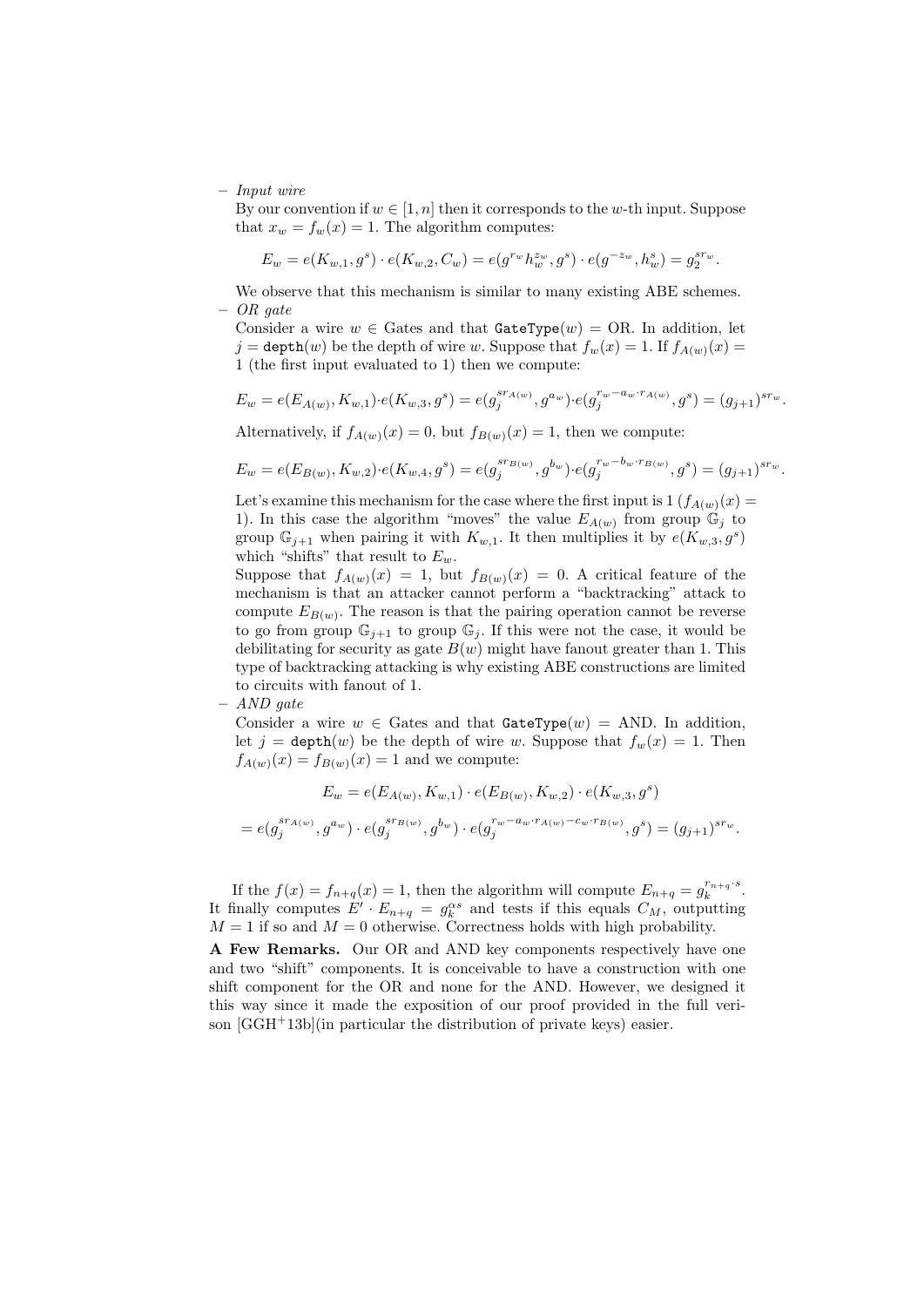– *Input wire*

By our convention if $w \in [1, n]$ then it corresponds to the $w$-th input. Suppose that $x_w = f_w(x) = 1$. The algorithm computes:

$$E_w = e(K_{w,1}, g^s) \cdot e(K_{w,2}, C_w) = e(g^{r_w} h_w^{z_w}, g^s) \cdot e(g^{-z_w}, h_w^s) = g_2^{s r_w}.$$

We observe that this mechanism is similar to many existing ABE schemes.

– *OR gate*

Consider a wire $w \in$ Gates and that $\texttt{GateType}(w) =$ OR. In addition, let $j = \texttt{depth}(w)$ be the depth of wire $w$. Suppose that $f_w(x) = 1$. If $f_{A(w)}(x) = 1$ (the first input evaluated to 1) then we compute:

$$E_w = e(E_{A(w)}, K_{w,1}) \cdot e(K_{w,3}, g^s) = e(g_j^{s r_{A(w)}}, g^{a_w}) \cdot e(g_j^{r_w - a_w \cdot r_{A(w)}}, g^s) = (g_{j+1})^{s r_w}.$$

Alternatively, if $f_{A(w)}(x) = 0$, but $f_{B(w)}(x) = 1$, then we compute:

$$E_w = e(E_{B(w)}, K_{w,2}) \cdot e(K_{w,4}, g^s) = e(g_j^{s r_{B(w)}}, g^{b_w}) \cdot e(g_j^{r_w - b_w \cdot r_{B(w)}}, g^s) = (g_{j+1})^{s r_w}.$$

Let's examine this mechanism for the case where the first input is 1 ($f_{A(w)}(x) = 1$). In this case the algorithm "moves" the value $E_{A(w)}$ from group $\mathbb{G}_j$ to group $\mathbb{G}_{j+1}$ when pairing it with $K_{w,1}$. It then multiplies it by $e(K_{w,3}, g^s)$ which "shifts" that result to $E_w$.

Suppose that $f_{A(w)}(x) = 1$, but $f_{B(w)}(x) = 0$. A critical feature of the mechanism is that an attacker cannot perform a "backtracking" attack to compute $E_{B(w)}$. The reason is that the pairing operation cannot be reverse to go from group $\mathbb{G}_{j+1}$ to group $\mathbb{G}_j$. If this were not the case, it would be debilitating for security as gate $B(w)$ might have fanout greater than 1. This type of backtracking attacking is why existing ABE constructions are limited to circuits with fanout of 1.

– *AND gate*

Consider a wire $w \in$ Gates and that $\texttt{GateType}(w) =$ AND. In addition, let $j = \texttt{depth}(w)$ be the depth of wire $w$. Suppose that $f_w(x) = 1$. Then $f_{A(w)}(x) = f_{B(w)}(x) = 1$ and we compute:

$$E_w = e(E_{A(w)}, K_{w,1}) \cdot e(E_{B(w)}, K_{w,2}) \cdot e(K_{w,3}, g^s)$$

$$= e(g_j^{s r_{A(w)}}, g^{a_w}) \cdot e(g_j^{s r_{B(w)}}, g^{b_w}) \cdot e(g_j^{r_w - a_w \cdot r_{A(w)} - c_w \cdot r_{B(w)}}, g^s) = (g_{j+1})^{s r_w}.$$

If the $f(x) = f_{n+q}(x) = 1$, then the algorithm will compute $E_{n+q} = g_k^{r_{n+q} \cdot s}$. It finally computes $E' \cdot E_{n+q} = g_k^{\alpha s}$ and tests if this equals $C_M$, outputting $M = 1$ if so and $M = 0$ otherwise. Correctness holds with high probability.

**A Few Remarks.** Our OR and AND key components respectively have one and two "shift" components. It is conceivable to have a construction with one shift component for the OR and none for the AND. However, we designed it this way since it made the exposition of our proof provided in the full veri-son [GGH+13b](in particular the distribution of private keys) easier.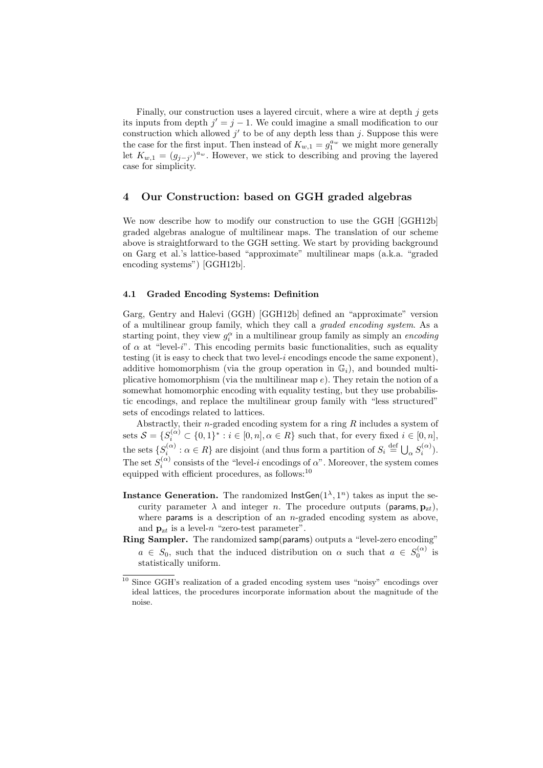Finally, our construction uses a layered circuit, where a wire at depth $j$ gets its inputs from depth $j' = j - 1$. We could imagine a small modification to our construction which allowed $j'$ to be of any depth less than $j$. Suppose this were the case for the first input. Then instead of $K_{w,1} = g_1^{a_w}$ we might more generally let $K_{w,1} = (g_{j-j'})^{a_w}$. However, we stick to describing and proving the layered case for simplicity.

## 4 Our Construction: based on GGH graded algebras

We now describe how to modify our construction to use the GGH [GGH12b] graded algebras analogue of multilinear maps. The translation of our scheme above is straightforward to the GGH setting. We start by providing background on Garg et al.'s lattice-based "approximate" multilinear maps (a.k.a. "graded encoding systems") [GGH12b].

### 4.1 Graded Encoding Systems: Definition

Garg, Gentry and Halevi (GGH) [GGH12b] defined an "approximate" version of a multilinear group family, which they call a *graded encoding system*. As a starting point, they view $g_i^{\alpha}$ in a multilinear group family as simply an *encoding* of $\alpha$ at "level-$i$". This encoding permits basic functionalities, such as equality testing (it is easy to check that two level-$i$ encodings encode the same exponent), additive homomorphism (via the group operation in $\mathbb{G}_i$), and bounded multiplicative homomorphism (via the multilinear map $e$). They retain the notion of a somewhat homomorphic encoding with equality testing, but they use probabilistic encodings, and replace the multilinear group family with "less structured" sets of encodings related to lattices.

Abstractly, their $n$-graded encoding system for a ring $R$ includes a system of sets $\mathcal{S} = \{S_i^{(\alpha)} \subset \{0,1\}^* : i \in [0,n], \alpha \in R\}$ such that, for every fixed $i \in [0,n]$, the sets $\{S_i^{(\alpha)} : \alpha \in R\}$ are disjoint (and thus form a partition of $S_i \stackrel{\text{def}}{=} \bigcup_\alpha S_i^{(\alpha)}$). The set $S_i^{(\alpha)}$ consists of the "level-$i$ encodings of $\alpha$". Moreover, the system comes equipped with efficient procedures, as follows:[10]

**Instance Generation.** The randomized $\mathsf{InstGen}(1^\lambda, 1^n)$ takes as input the security parameter $\lambda$ and integer $n$. The procedure outputs $(\mathsf{params}, \mathbf{p}_{zt})$, where $\mathsf{params}$ is a description of an $n$-graded encoding system as above, and $\mathbf{p}_{zt}$ is a level-$n$ "zero-test parameter".

**Ring Sampler.** The randomized $\mathsf{samp}(\mathsf{params})$ outputs a "level-zero encoding" $a \in S_0$, such that the induced distribution on $\alpha$ such that $a \in S_0^{(\alpha)}$ is statistically uniform.

[10] Since GGH's realization of a graded encoding system uses "noisy" encodings over ideal lattices, the procedures incorporate information about the magnitude of the noise.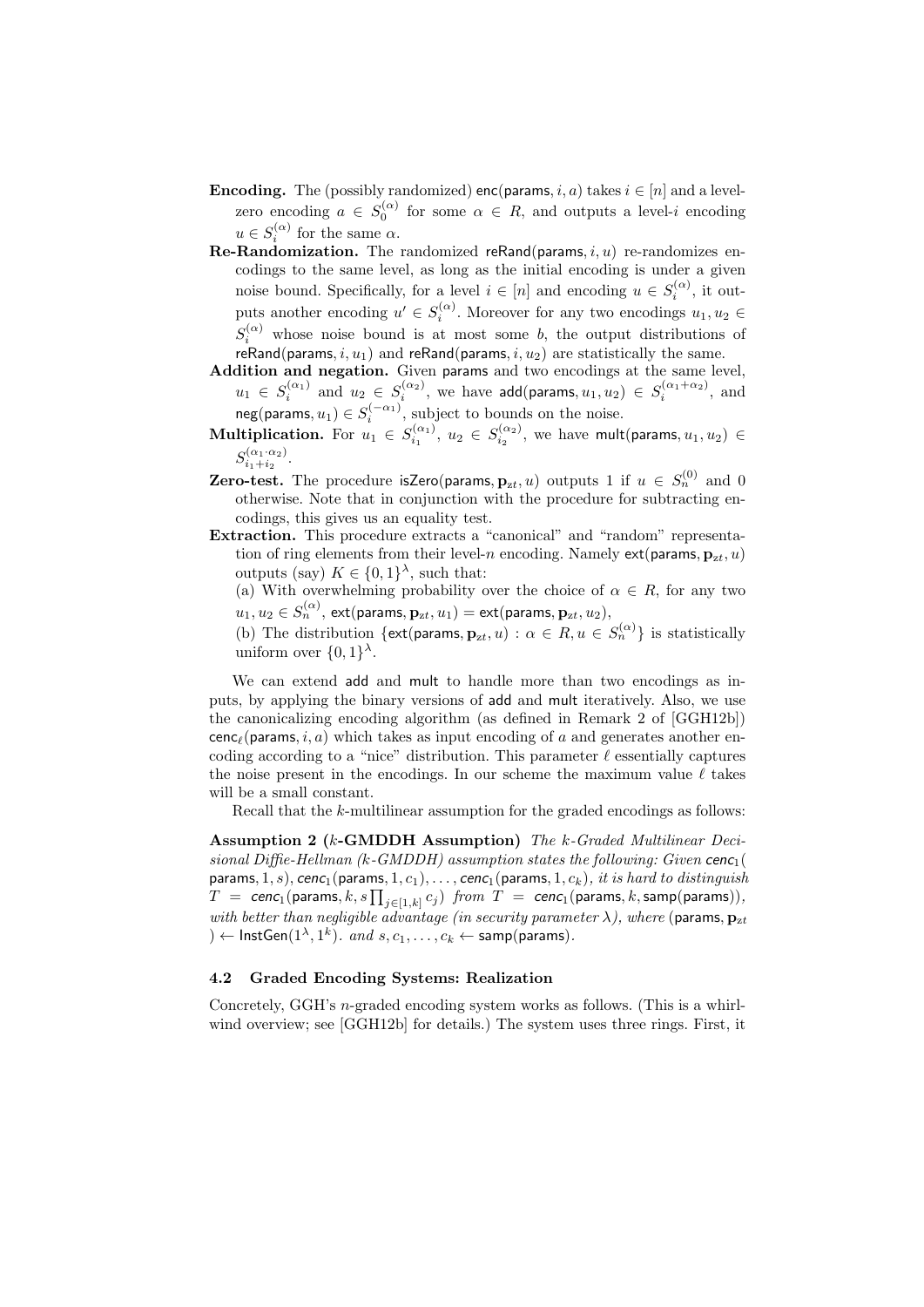**Encoding.** The (possibly randomized) $\mathsf{enc}(\mathsf{params}, i, a)$ takes $i \in [n]$ and a level-zero encoding $a \in S_0^{(\alpha)}$ for some $\alpha \in R$, and outputs a level-$i$ encoding $u \in S_i^{(\alpha)}$ for the same $\alpha$.

**Re-Randomization.** The randomized $\mathsf{reRand}(\mathsf{params}, i, u)$ re-randomizes encodings to the same level, as long as the initial encoding is under a given noise bound. Specifically, for a level $i \in [n]$ and encoding $u \in S_i^{(\alpha)}$, it outputs another encoding $u' \in S_i^{(\alpha)}$. Moreover for any two encodings $u_1, u_2 \in S_i^{(\alpha)}$ whose noise bound is at most some $b$, the output distributions of $\mathsf{reRand}(\mathsf{params}, i, u_1)$ and $\mathsf{reRand}(\mathsf{params}, i, u_2)$ are statistically the same.

**Addition and negation.** Given $\mathsf{params}$ and two encodings at the same level, $u_1 \in S_i^{(\alpha_1)}$ and $u_2 \in S_i^{(\alpha_2)}$, we have $\mathsf{add}(\mathsf{params}, u_1, u_2) \in S_i^{(\alpha_1+\alpha_2)}$, and $\mathsf{neg}(\mathsf{params}, u_1) \in S_i^{(-\alpha_1)}$, subject to bounds on the noise.

**Multiplication.** For $u_1 \in S_{i_1}^{(\alpha_1)}$, $u_2 \in S_{i_2}^{(\alpha_2)}$, we have $\mathsf{mult}(\mathsf{params}, u_1, u_2) \in S_{i_1+i_2}^{(\alpha_1 \cdot \alpha_2)}$.

**Zero-test.** The procedure $\mathsf{isZero}(\mathsf{params}, \mathbf{p}_{zt}, u)$ outputs 1 if $u \in S_n^{(0)}$ and 0 otherwise. Note that in conjunction with the procedure for subtracting encodings, this gives us an equality test.

**Extraction.** This procedure extracts a "canonical" and "random" representation of ring elements from their level-$n$ encoding. Namely $\mathsf{ext}(\mathsf{params}, \mathbf{p}_{zt}, u)$ outputs (say) $K \in \{0,1\}^\lambda$, such that:
(a) With overwhelming probability over the choice of $\alpha \in R$, for any two $u_1, u_2 \in S_n^{(\alpha)}$, $\mathsf{ext}(\mathsf{params}, \mathbf{p}_{zt}, u_1) = \mathsf{ext}(\mathsf{params}, \mathbf{p}_{zt}, u_2)$,
(b) The distribution $\{\mathsf{ext}(\mathsf{params}, \mathbf{p}_{zt}, u) : \alpha \in R, u \in S_n^{(\alpha)}\}$ is statistically uniform over $\{0,1\}^\lambda$.

We can extend add and mult to handle more than two encodings as inputs, by applying the binary versions of add and mult iteratively. Also, we use the canonicalizing encoding algorithm (as defined in Remark 2 of [GGH12b]) $\mathsf{cenc}_\ell(\mathsf{params}, i, a)$ which takes as input encoding of $a$ and generates another encoding according to a "nice" distribution. This parameter $\ell$ essentially captures the noise present in the encodings. In our scheme the maximum value $\ell$ takes will be a small constant.

Recall that the $k$-multilinear assumption for the graded encodings as follows:

**Assumption 2 ($k$-GMDDH Assumption)** *The $k$-Graded Multilinear Decisional Diffie-Hellman ($k$-GMDDH) assumption states the following: Given $\mathsf{cenc}_1(\mathsf{params}, 1, s), \mathsf{cenc}_1(\mathsf{params}, 1, c_1), \ldots, \mathsf{cenc}_1(\mathsf{params}, 1, c_k)$, it is hard to distinguish $T = \mathsf{cenc}_1(\mathsf{params}, k, s\prod_{j\in[1,k]} c_j)$ from $T = \mathsf{cenc}_1(\mathsf{params}, k, \mathsf{samp}(\mathsf{params}))$, with better than negligible advantage (in security parameter $\lambda$), where $(\mathsf{params}, \mathbf{p}_{zt}) \leftarrow \mathsf{InstGen}(1^\lambda, 1^k)$. and $s, c_1, \ldots, c_k \leftarrow \mathsf{samp}(\mathsf{params})$.*

### 4.2 Graded Encoding Systems: Realization

Concretely, GGH's $n$-graded encoding system works as follows. (This is a whirlwind overview; see [GGH12b] for details.) The system uses three rings. First, it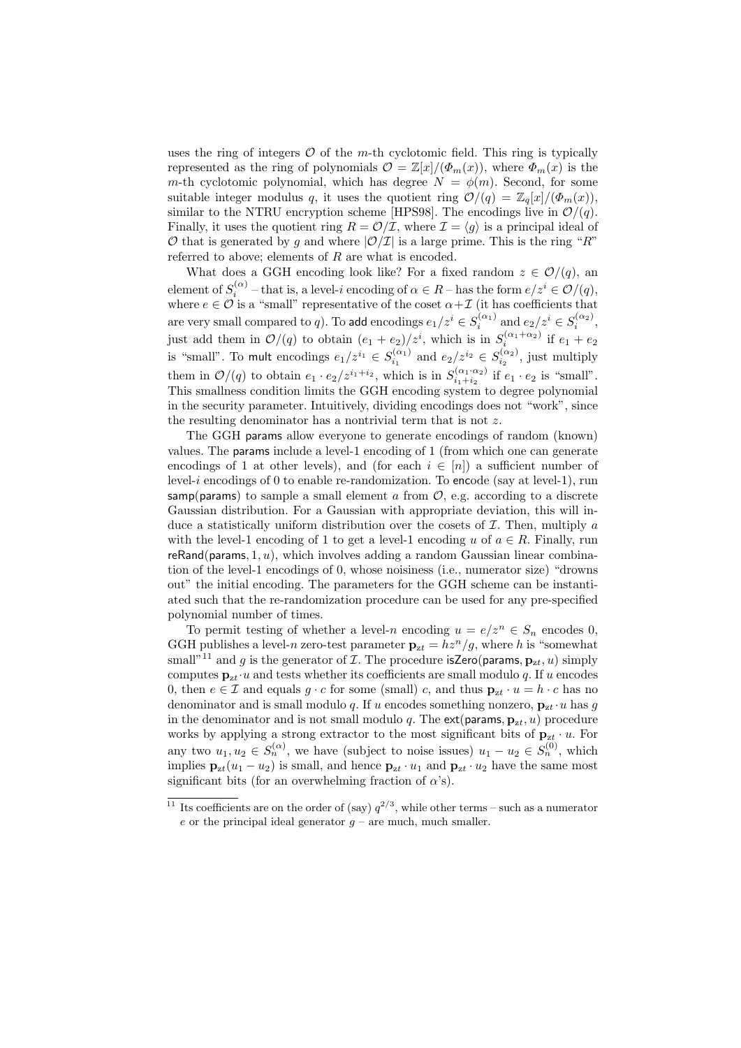uses the ring of integers $\mathcal{O}$ of the $m$-th cyclotomic field. This ring is typically represented as the ring of polynomials $\mathcal{O} = \mathbb{Z}[x]/(\Phi_m(x))$, where $\Phi_m(x)$ is the $m$-th cyclotomic polynomial, which has degree $N = \phi(m)$. Second, for some suitable integer modulus $q$, it uses the quotient ring $\mathcal{O}/(q) = \mathbb{Z}_q[x]/(\Phi_m(x))$, similar to the NTRU encryption scheme [HPS98]. The encodings live in $\mathcal{O}/(q)$. Finally, it uses the quotient ring $R = \mathcal{O}/\mathcal{I}$, where $\mathcal{I} = \langle g \rangle$ is a principal ideal of $\mathcal{O}$ that is generated by $g$ and where $|\mathcal{O}/\mathcal{I}|$ is a large prime. This is the ring "$R$" referred to above; elements of $R$ are what is encoded.

What does a GGH encoding look like? For a fixed random $z \in \mathcal{O}/(q)$, an element of $S_i^{(\alpha)}$ – that is, a level-$i$ encoding of $\alpha \in R$ – has the form $e/z^i \in \mathcal{O}/(q)$, where $e \in \mathcal{O}$ is a "small" representative of the coset $\alpha + \mathcal{I}$ (it has coefficients that are very small compared to $q$). To add encodings $e_1/z^i \in S_i^{(\alpha_1)}$ and $e_2/z^i \in S_i^{(\alpha_2)}$, just add them in $\mathcal{O}/(q)$ to obtain $(e_1 + e_2)/z^i$, which is in $S_i^{(\alpha_1+\alpha_2)}$ if $e_1 + e_2$ is "small". To mult encodings $e_1/z^{i_1} \in S_{i_1}^{(\alpha_1)}$ and $e_2/z^{i_2} \in S_{i_2}^{(\alpha_2)}$, just multiply them in $\mathcal{O}/(q)$ to obtain $e_1 \cdot e_2/z^{i_1+i_2}$, which is in $S_{i_1+i_2}^{(\alpha_1 \cdot \alpha_2)}$ if $e_1 \cdot e_2$ is "small". This smallness condition limits the GGH encoding system to degree polynomial in the security parameter. Intuitively, dividing encodings does not "work", since the resulting denominator has a nontrivial term that is not $z$.

The GGH params allow everyone to generate encodings of random (known) values. The params include a level-1 encoding of 1 (from which one can generate encodings of 1 at other levels), and (for each $i \in [n]$) a sufficient number of level-$i$ encodings of 0 to enable re-randomization. To encode (say at level-1), run samp(params) to sample a small element $a$ from $\mathcal{O}$, e.g. according to a discrete Gaussian distribution. For a Gaussian with appropriate deviation, this will induce a statistically uniform distribution over the cosets of $\mathcal{I}$. Then, multiply $a$ with the level-1 encoding of 1 to get a level-1 encoding $u$ of $a \in R$. Finally, run reRand(params, 1, $u$), which involves adding a random Gaussian linear combination of the level-1 encodings of 0, whose noisiness (i.e., numerator size) "drowns out" the initial encoding. The parameters for the GGH scheme can be instantiated such that the re-randomization procedure can be used for any pre-specified polynomial number of times.

To permit testing of whether a level-$n$ encoding $u = e/z^n \in S_n$ encodes 0, GGH publishes a level-$n$ zero-test parameter $\mathbf{p}_{zt} = hz^n/g$, where $h$ is "somewhat small"[11] and $g$ is the generator of $\mathcal{I}$. The procedure isZero(params, $\mathbf{p}_{zt}$, $u$) simply computes $\mathbf{p}_{zt} \cdot u$ and tests whether its coefficients are small modulo $q$. If $u$ encodes 0, then $e \in \mathcal{I}$ and equals $g \cdot c$ for some (small) $c$, and thus $\mathbf{p}_{zt} \cdot u = h \cdot c$ has no denominator and is small modulo $q$. If $u$ encodes something nonzero, $\mathbf{p}_{zt} \cdot u$ has $g$ in the denominator and is not small modulo $q$. The ext(params, $\mathbf{p}_{zt}$, $u$) procedure works by applying a strong extractor to the most significant bits of $\mathbf{p}_{zt} \cdot u$. For any two $u_1, u_2 \in S_n^{(\alpha)}$, we have (subject to noise issues) $u_1 - u_2 \in S_n^{(0)}$, which implies $\mathbf{p}_{zt}(u_1 - u_2)$ is small, and hence $\mathbf{p}_{zt} \cdot u_1$ and $\mathbf{p}_{zt} \cdot u_2$ have the same most significant bits (for an overwhelming fraction of $\alpha$'s).

[11] Its coefficients are on the order of (say) $q^{2/3}$, while other terms – such as a numerator $e$ or the principal ideal generator $g$ – are much, much smaller.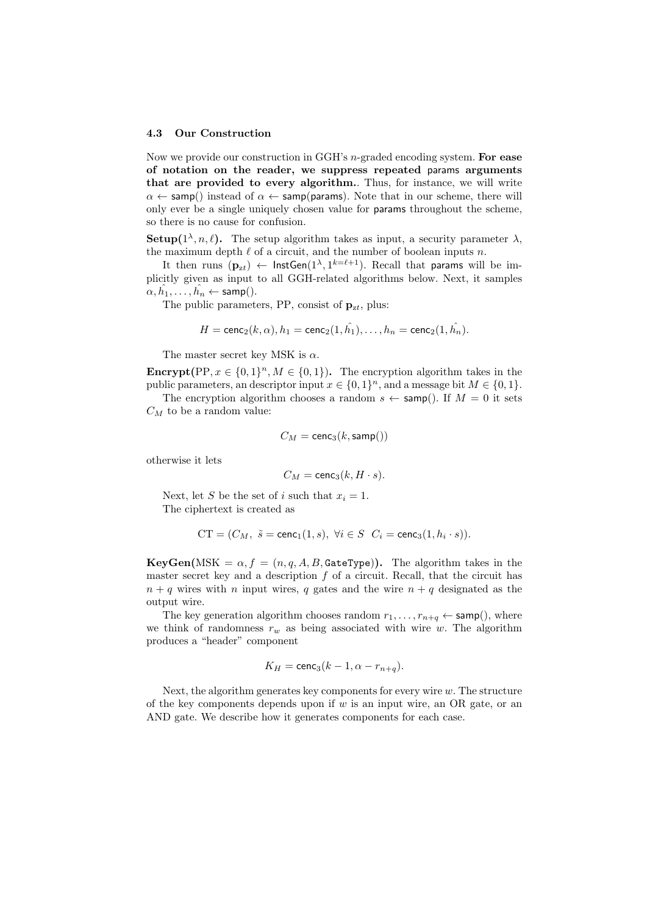### 4.3 Our Construction

Now we provide our construction in GGH's $n$-graded encoding system. **For ease of notation on the reader, we suppress repeated params arguments that are provided to every algorithm.**. Thus, for instance, we will write $\alpha \leftarrow \mathsf{samp}()$ instead of $\alpha \leftarrow \mathsf{samp}(\mathsf{params})$. Note that in our scheme, there will only ever be a single uniquely chosen value for params throughout the scheme, so there is no cause for confusion.

**Setup($1^\lambda, n, \ell$).** The setup algorithm takes as input, a security parameter $\lambda$, the maximum depth $\ell$ of a circuit, and the number of boolean inputs $n$.

It then runs $(\mathbf{p}_{zt}) \leftarrow \mathsf{InstGen}(1^\lambda, 1^{k=\ell+1})$. Recall that params will be implicitly given as input to all GGH-related algorithms below. Next, it samples $\alpha, \hat{h_1}, \ldots, \hat{h_n} \leftarrow \mathsf{samp}()$.

The public parameters, PP, consist of $\mathbf{p}_{zt}$, plus:

$$H = \mathsf{cenc}_2(k, \alpha), h_1 = \mathsf{cenc}_2(1, \hat{h_1}), \ldots, h_n = \mathsf{cenc}_2(1, \hat{h_n}).$$

The master secret key MSK is $\alpha$.

**Encrypt(PP, $x \in \{0,1\}^n, M \in \{0,1\}$).** The encryption algorithm takes in the public parameters, an descriptor input $x \in \{0,1\}^n$, and a message bit $M \in \{0,1\}$.

The encryption algorithm chooses a random $s \leftarrow \mathsf{samp}()$. If $M = 0$ it sets $C_M$ to be a random value:

$$C_M = \mathsf{cenc}_3(k, \mathsf{samp}())$$

otherwise it lets

$$C_M = \mathsf{cenc}_3(k, H \cdot s).$$

Next, let $S$ be the set of $i$ such that $x_i = 1$.

The ciphertext is created as

$$\mathrm{CT} = (C_M,\ \tilde{s} = \mathsf{cenc}_1(1, s),\ \forall i \in S\ \ C_i = \mathsf{cenc}_3(1, h_i \cdot s)).$$

**KeyGen(MSK $= \alpha, f = (n, q, A, B, \mathtt{GateType})$).** The algorithm takes in the master secret key and a description $f$ of a circuit. Recall, that the circuit has $n + q$ wires with $n$ input wires, $q$ gates and the wire $n + q$ designated as the output wire.

The key generation algorithm chooses random $r_1, \ldots, r_{n+q} \leftarrow \mathsf{samp}()$, where we think of randomness $r_w$ as being associated with wire $w$. The algorithm produces a "header" component

$$K_H = \mathsf{cenc}_3(k-1, \alpha - r_{n+q}).$$

Next, the algorithm generates key components for every wire $w$. The structure of the key components depends upon if $w$ is an input wire, an OR gate, or an AND gate. We describe how it generates components for each case.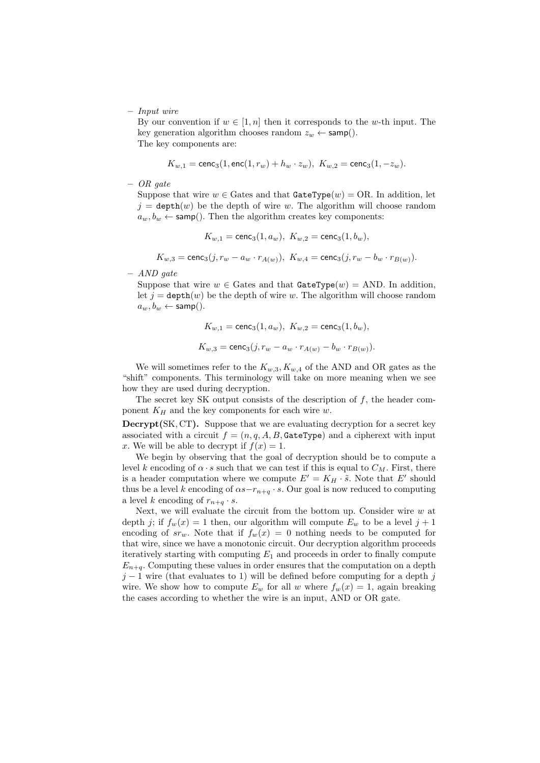– *Input wire*
  By our convention if $w \in [1, n]$ then it corresponds to the $w$-th input. The key generation algorithm chooses random $z_w \leftarrow \mathsf{samp}()$.
  The key components are:

$$K_{w,1} = \mathsf{cenc}_3(1, \mathsf{enc}(1, r_w) + h_w \cdot z_w),\ K_{w,2} = \mathsf{cenc}_3(1, -z_w).$$

– *OR gate*
  Suppose that wire $w \in \text{Gates}$ and that $\texttt{GateType}(w) = \text{OR}$. In addition, let $j = \texttt{depth}(w)$ be the depth of wire $w$. The algorithm will choose random $a_w, b_w \leftarrow \mathsf{samp}()$. Then the algorithm creates key components:

$$K_{w,1} = \mathsf{cenc}_3(1, a_w),\ K_{w,2} = \mathsf{cenc}_3(1, b_w),$$

$$K_{w,3} = \mathsf{cenc}_3(j, r_w - a_w \cdot r_{A(w)}),\ K_{w,4} = \mathsf{cenc}_3(j, r_w - b_w \cdot r_{B(w)}).$$

– *AND gate*
  Suppose that wire $w \in \text{Gates}$ and that $\texttt{GateType}(w) = \text{AND}$. In addition, let $j = \texttt{depth}(w)$ be the depth of wire $w$. The algorithm will choose random $a_w, b_w \leftarrow \mathsf{samp}()$.

$$K_{w,1} = \mathsf{cenc}_3(1, a_w),\ K_{w,2} = \mathsf{cenc}_3(1, b_w),$$

$$K_{w,3} = \mathsf{cenc}_3(j, r_w - a_w \cdot r_{A(w)} - b_w \cdot r_{B(w)}).$$

We will sometimes refer to the $K_{w,3}, K_{w,4}$ of the AND and OR gates as the "shift" components. This terminology will take on more meaning when we see how they are used during decryption.

The secret key SK output consists of the description of $f$, the header component $K_H$ and the key components for each wire $w$.

**Decrypt(SK, CT).** Suppose that we are evaluating decryption for a secret key associated with a circuit $f = (n, q, A, B, \texttt{GateType})$ and a cipherext with input $x$. We will be able to decrypt if $f(x) = 1$.

We begin by observing that the goal of decryption should be to compute a level $k$ encoding of $\alpha \cdot s$ such that we can test if this is equal to $C_M$. First, there is a header computation where we compute $E' = K_H \cdot \tilde{s}$. Note that $E'$ should thus be a level $k$ encoding of $\alpha s - r_{n+q} \cdot s$. Our goal is now reduced to computing a level $k$ encoding of $r_{n+q} \cdot s$.

Next, we will evaluate the circuit from the bottom up. Consider wire $w$ at depth $j$; if $f_w(x) = 1$ then, our algorithm will compute $E_w$ to be a level $j+1$ encoding of $s r_w$. Note that if $f_w(x) = 0$ nothing needs to be computed for that wire, since we have a monotonic circuit. Our decryption algorithm proceeds iteratively starting with computing $E_1$ and proceeds in order to finally compute $E_{n+q}$. Computing these values in order ensures that the computation on a depth $j-1$ wire (that evaluates to 1) will be defined before computing for a depth $j$ wire. We show how to compute $E_w$ for all $w$ where $f_w(x) = 1$, again breaking the cases according to whether the wire is an input, AND or OR gate.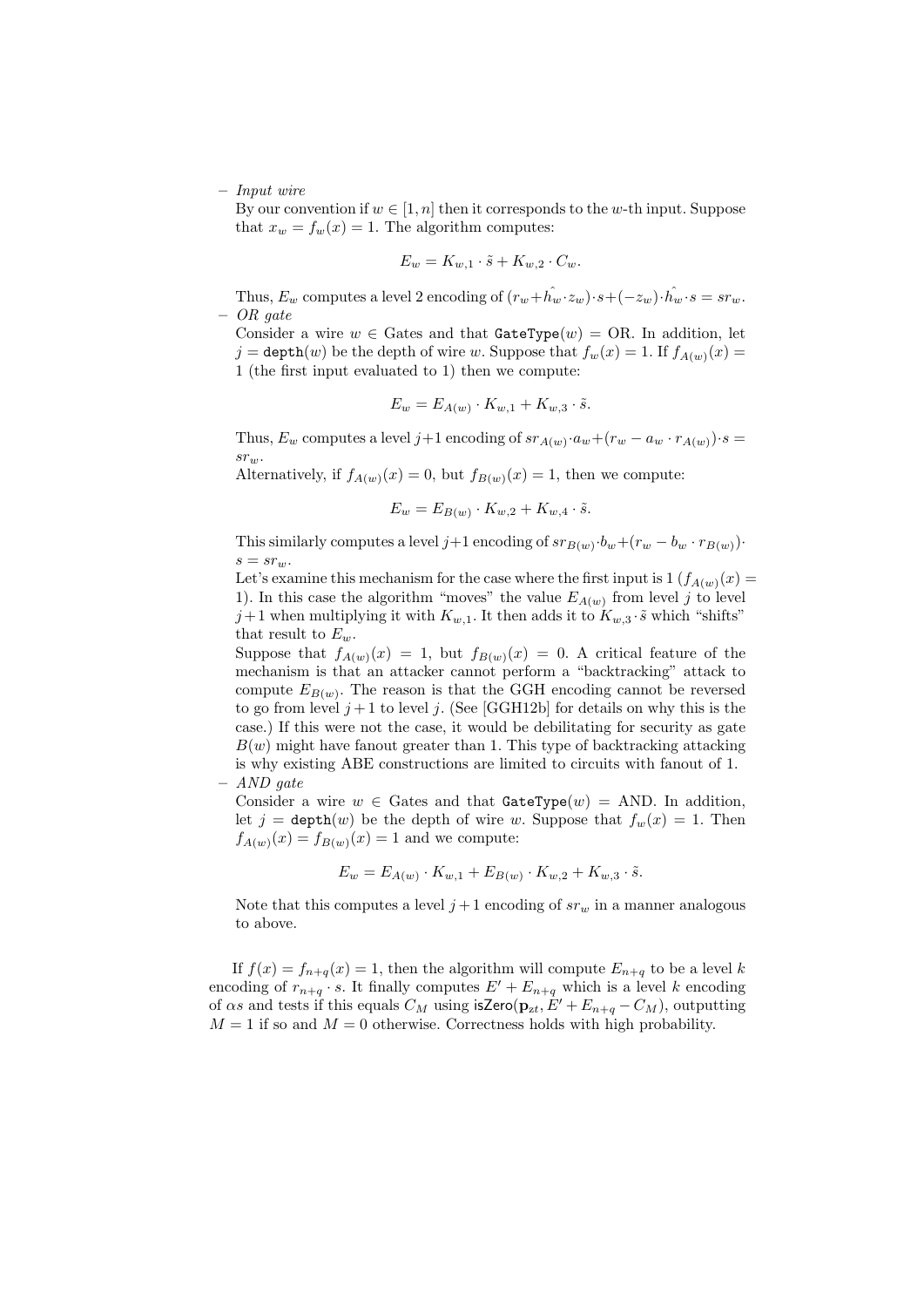- *Input wire*

  By our convention if $w \in [1, n]$ then it corresponds to the $w$-th input. Suppose that $x_w = f_w(x) = 1$. The algorithm computes:

  $$E_w = K_{w,1} \cdot \tilde{s} + K_{w,2} \cdot C_w.$$

  Thus, $E_w$ computes a level 2 encoding of $(r_w + \hat{h_w} \cdot z_w) \cdot s + (-z_w) \cdot \hat{h_w} \cdot s = sr_w$.

- *OR gate*

  Consider a wire $w \in$ Gates and that $\texttt{GateType}(w) = \text{OR}$. In addition, let $j = \texttt{depth}(w)$ be the depth of wire $w$. Suppose that $f_w(x) = 1$. If $f_{A(w)}(x) = 1$ (the first input evaluated to 1) then we compute:

  $$E_w = E_{A(w)} \cdot K_{w,1} + K_{w,3} \cdot \tilde{s}.$$

  Thus, $E_w$ computes a level $j+1$ encoding of $sr_{A(w)} \cdot a_w + (r_w - a_w \cdot r_{A(w)}) \cdot s = sr_w$.

  Alternatively, if $f_{A(w)}(x) = 0$, but $f_{B(w)}(x) = 1$, then we compute:

  $$E_w = E_{B(w)} \cdot K_{w,2} + K_{w,4} \cdot \tilde{s}.$$

  This similarly computes a level $j+1$ encoding of $sr_{B(w)} \cdot b_w + (r_w - b_w \cdot r_{B(w)}) \cdot s = sr_w$.

  Let's examine this mechanism for the case where the first input is 1 ($f_{A(w)}(x) = 1$). In this case the algorithm "moves" the value $E_{A(w)}$ from level $j$ to level $j+1$ when multiplying it with $K_{w,1}$. It then adds it to $K_{w,3} \cdot \tilde{s}$ which "shifts" that result to $E_w$.

  Suppose that $f_{A(w)}(x) = 1$, but $f_{B(w)}(x) = 0$. A critical feature of the mechanism is that an attacker cannot perform a "backtracking" attack to compute $E_{B(w)}$. The reason is that the GGH encoding cannot be reversed to go from level $j+1$ to level $j$. (See [GGH12b] for details on why this is the case.) If this were not the case, it would be debilitating for security as gate $B(w)$ might have fanout greater than 1. This type of backtracking attacking is why existing ABE constructions are limited to circuits with fanout of 1.

- *AND gate*

  Consider a wire $w \in$ Gates and that $\texttt{GateType}(w) = \text{AND}$. In addition, let $j = \texttt{depth}(w)$ be the depth of wire $w$. Suppose that $f_w(x) = 1$. Then $f_{A(w)}(x) = f_{B(w)}(x) = 1$ and we compute:

  $$E_w = E_{A(w)} \cdot K_{w,1} + E_{B(w)} \cdot K_{w,2} + K_{w,3} \cdot \tilde{s}.$$

  Note that this computes a level $j+1$ encoding of $sr_w$ in a manner analogous to above.

If $f(x) = f_{n+q}(x) = 1$, then the algorithm will compute $E_{n+q}$ to be a level $k$ encoding of $r_{n+q} \cdot s$. It finally computes $E' + E_{n+q}$ which is a level $k$ encoding of $\alpha s$ and tests if this equals $C_M$ using $\mathsf{isZero}(\mathbf{p}_{zt}, E' + E_{n+q} - C_M)$, outputting $M = 1$ if so and $M = 0$ otherwise. Correctness holds with high probability.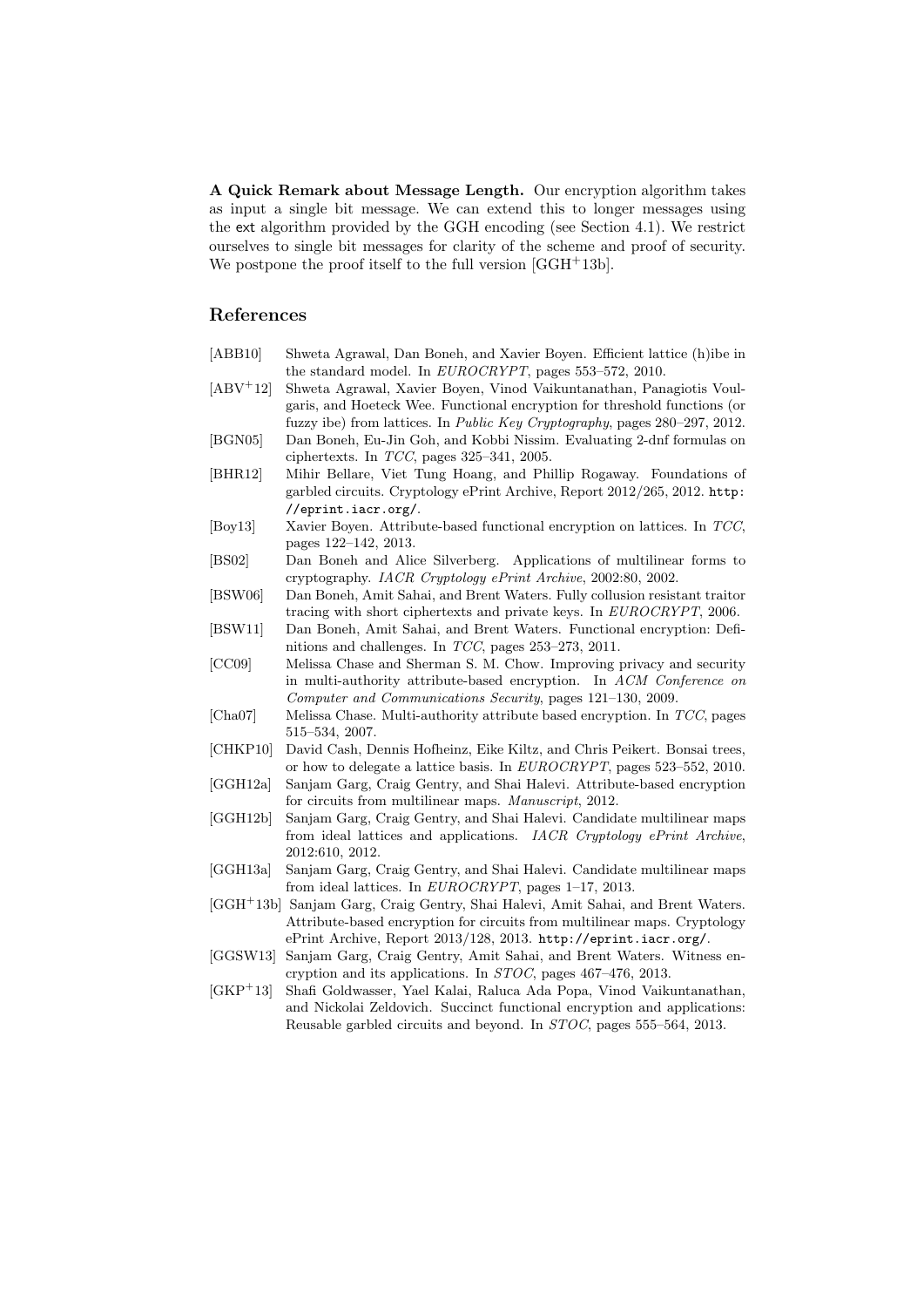**A Quick Remark about Message Length.** Our encryption algorithm takes as input a single bit message. We can extend this to longer messages using the ext algorithm provided by the GGH encoding (see Section 4.1). We restrict ourselves to single bit messages for clarity of the scheme and proof of security. We postpone the proof itself to the full version [GGH+13b].

## References

- [ABB10] Shweta Agrawal, Dan Boneh, and Xavier Boyen. Efficient lattice (h)ibe in the standard model. In *EUROCRYPT*, pages 553–572, 2010.
- [ABV+12] Shweta Agrawal, Xavier Boyen, Vinod Vaikuntanathan, Panagiotis Voulgaris, and Hoeteck Wee. Functional encryption for threshold functions (or fuzzy ibe) from lattices. In *Public Key Cryptography*, pages 280–297, 2012.
- [BGN05] Dan Boneh, Eu-Jin Goh, and Kobbi Nissim. Evaluating 2-dnf formulas on ciphertexts. In *TCC*, pages 325–341, 2005.
- [BHR12] Mihir Bellare, Viet Tung Hoang, and Phillip Rogaway. Foundations of garbled circuits. Cryptology ePrint Archive, Report 2012/265, 2012. `http://eprint.iacr.org/`.
- [Boy13] Xavier Boyen. Attribute-based functional encryption on lattices. In *TCC*, pages 122–142, 2013.
- [BS02] Dan Boneh and Alice Silverberg. Applications of multilinear forms to cryptography. *IACR Cryptology ePrint Archive*, 2002:80, 2002.
- [BSW06] Dan Boneh, Amit Sahai, and Brent Waters. Fully collusion resistant traitor tracing with short ciphertexts and private keys. In *EUROCRYPT*, 2006.
- [BSW11] Dan Boneh, Amit Sahai, and Brent Waters. Functional encryption: Definitions and challenges. In *TCC*, pages 253–273, 2011.
- [CC09] Melissa Chase and Sherman S. M. Chow. Improving privacy and security in multi-authority attribute-based encryption. In *ACM Conference on Computer and Communications Security*, pages 121–130, 2009.
- [Cha07] Melissa Chase. Multi-authority attribute based encryption. In *TCC*, pages 515–534, 2007.
- [CHKP10] David Cash, Dennis Hofheinz, Eike Kiltz, and Chris Peikert. Bonsai trees, or how to delegate a lattice basis. In *EUROCRYPT*, pages 523–552, 2010.
- [GGH12a] Sanjam Garg, Craig Gentry, and Shai Halevi. Attribute-based encryption for circuits from multilinear maps. *Manuscript*, 2012.
- [GGH12b] Sanjam Garg, Craig Gentry, and Shai Halevi. Candidate multilinear maps from ideal lattices and applications. *IACR Cryptology ePrint Archive*, 2012:610, 2012.
- [GGH13a] Sanjam Garg, Craig Gentry, and Shai Halevi. Candidate multilinear maps from ideal lattices. In *EUROCRYPT*, pages 1–17, 2013.
- [GGH+13b] Sanjam Garg, Craig Gentry, Shai Halevi, Amit Sahai, and Brent Waters. Attribute-based encryption for circuits from multilinear maps. Cryptology ePrint Archive, Report 2013/128, 2013. `http://eprint.iacr.org/`.
- [GGSW13] Sanjam Garg, Craig Gentry, Amit Sahai, and Brent Waters. Witness encryption and its applications. In *STOC*, pages 467–476, 2013.
- [GKP+13] Shafi Goldwasser, Yael Kalai, Raluca Ada Popa, Vinod Vaikuntanathan, and Nickolai Zeldovich. Succinct functional encryption and applications: Reusable garbled circuits and beyond. In *STOC*, pages 555–564, 2013.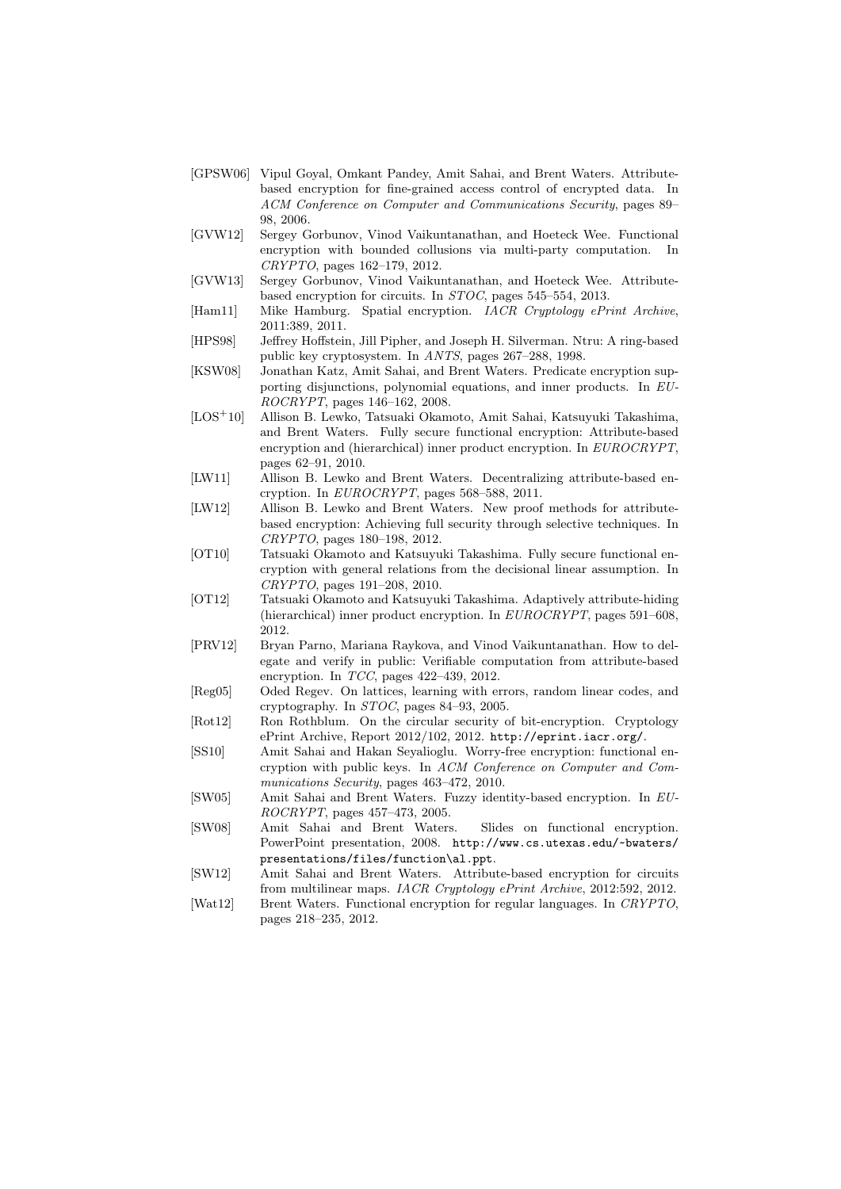[GPSW06] Vipul Goyal, Omkant Pandey, Amit Sahai, and Brent Waters. Attribute-based encryption for fine-grained access control of encrypted data. In *ACM Conference on Computer and Communications Security*, pages 89–98, 2006.

[GVW12] Sergey Gorbunov, Vinod Vaikuntanathan, and Hoeteck Wee. Functional encryption with bounded collusions via multi-party computation. In *CRYPTO*, pages 162–179, 2012.

[GVW13] Sergey Gorbunov, Vinod Vaikuntanathan, and Hoeteck Wee. Attribute-based encryption for circuits. In *STOC*, pages 545–554, 2013.

[Ham11] Mike Hamburg. Spatial encryption. *IACR Cryptology ePrint Archive*, 2011:389, 2011.

[HPS98] Jeffrey Hoffstein, Jill Pipher, and Joseph H. Silverman. Ntru: A ring-based public key cryptosystem. In *ANTS*, pages 267–288, 1998.

[KSW08] Jonathan Katz, Amit Sahai, and Brent Waters. Predicate encryption supporting disjunctions, polynomial equations, and inner products. In *EUROCRYPT*, pages 146–162, 2008.

[LOS+10] Allison B. Lewko, Tatsuaki Okamoto, Amit Sahai, Katsuyuki Takashima, and Brent Waters. Fully secure functional encryption: Attribute-based encryption and (hierarchical) inner product encryption. In *EUROCRYPT*, pages 62–91, 2010.

[LW11] Allison B. Lewko and Brent Waters. Decentralizing attribute-based encryption. In *EUROCRYPT*, pages 568–588, 2011.

[LW12] Allison B. Lewko and Brent Waters. New proof methods for attribute-based encryption: Achieving full security through selective techniques. In *CRYPTO*, pages 180–198, 2012.

[OT10] Tatsuaki Okamoto and Katsuyuki Takashima. Fully secure functional encryption with general relations from the decisional linear assumption. In *CRYPTO*, pages 191–208, 2010.

[OT12] Tatsuaki Okamoto and Katsuyuki Takashima. Adaptively attribute-hiding (hierarchical) inner product encryption. In *EUROCRYPT*, pages 591–608, 2012.

[PRV12] Bryan Parno, Mariana Raykova, and Vinod Vaikuntanathan. How to delegate and verify in public: Verifiable computation from attribute-based encryption. In *TCC*, pages 422–439, 2012.

[Reg05] Oded Regev. On lattices, learning with errors, random linear codes, and cryptography. In *STOC*, pages 84–93, 2005.

[Rot12] Ron Rothblum. On the circular security of bit-encryption. Cryptology ePrint Archive, Report 2012/102, 2012. http://eprint.iacr.org/.

[SS10] Amit Sahai and Hakan Seyalioglu. Worry-free encryption: functional encryption with public keys. In *ACM Conference on Computer and Communications Security*, pages 463–472, 2010.

[SW05] Amit Sahai and Brent Waters. Fuzzy identity-based encryption. In *EUROCRYPT*, pages 457–473, 2005.

[SW08] Amit Sahai and Brent Waters. Slides on functional encryption. PowerPoint presentation, 2008. http://www.cs.utexas.edu/~bwaters/presentations/files/function\al.ppt.

[SW12] Amit Sahai and Brent Waters. Attribute-based encryption for circuits from multilinear maps. *IACR Cryptology ePrint Archive*, 2012:592, 2012.

[Wat12] Brent Waters. Functional encryption for regular languages. In *CRYPTO*, pages 218–235, 2012.